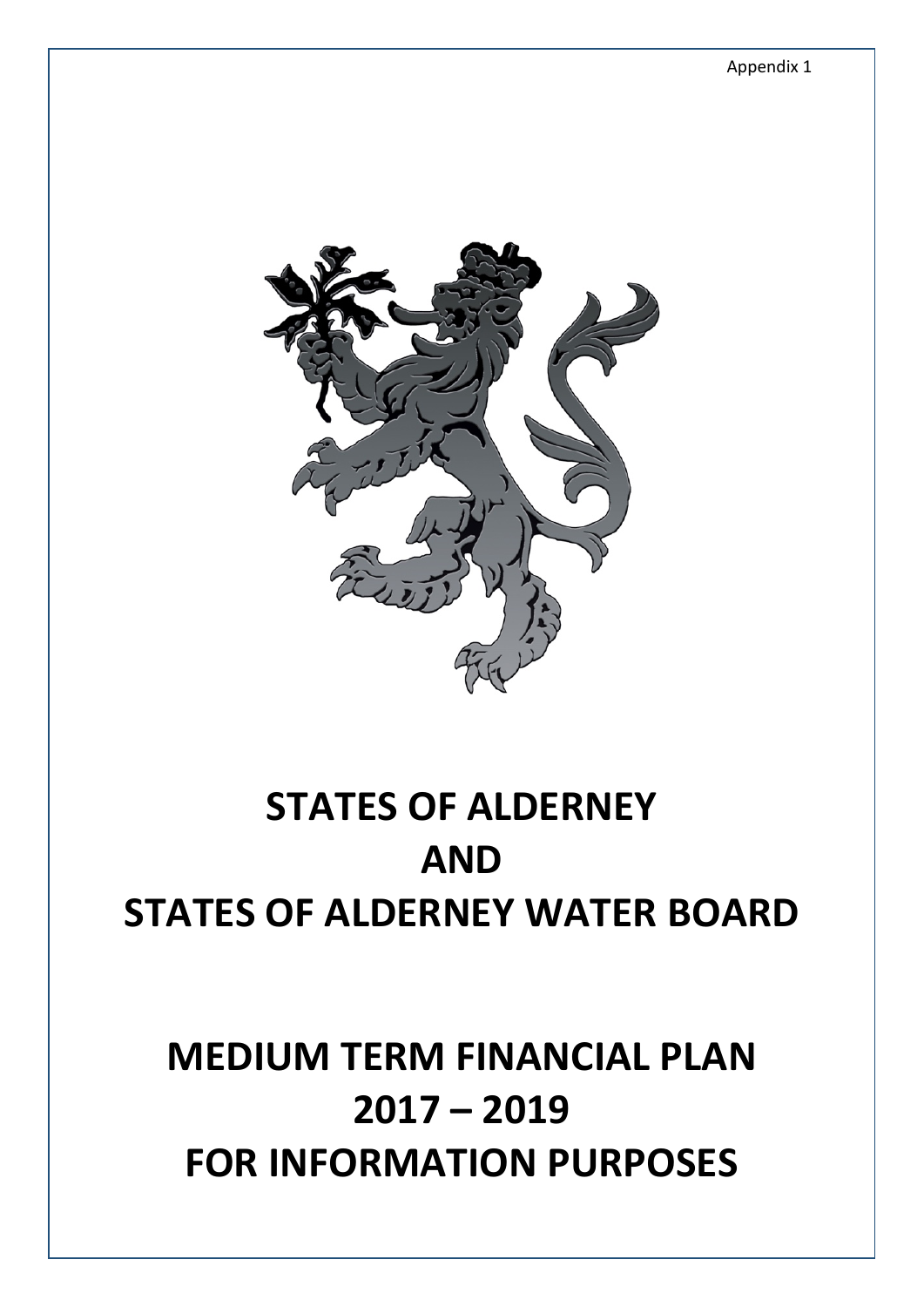Appendix 1

# STATES OF ALDERNEY
# AND
# STATES OF ALDERNEY WATER BOARD

# MEDIUM TERM FINANCIAL PLAN
# 2017 – 2019
# FOR INFORMATION PURPOSES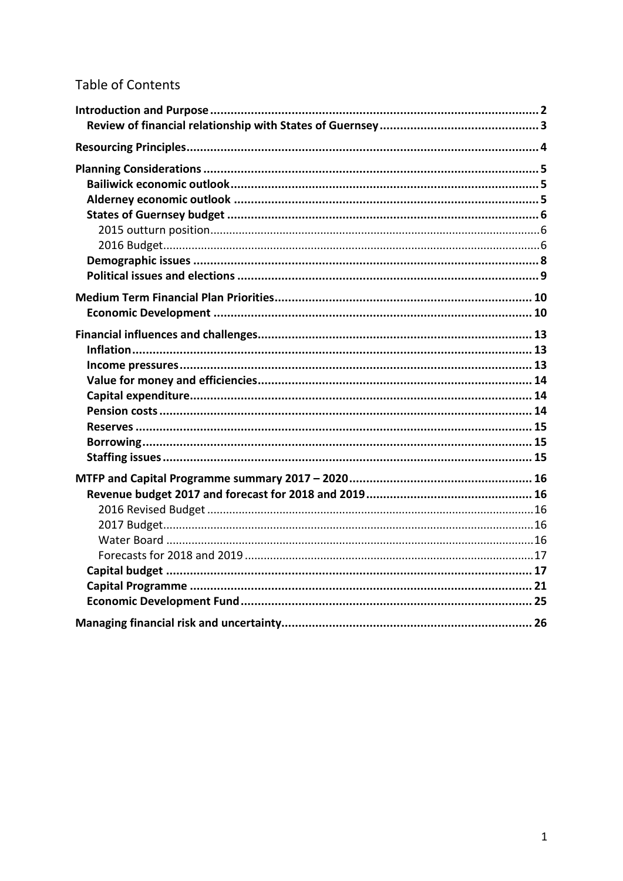# Table of Contents

**Introduction and Purpose** .......... **2**

- **Review of financial relationship with States of Guernsey** .......... **3**

**Resourcing Principles** .......... **4**

**Planning Considerations** .......... **5**

- **Bailiwick economic outlook** .......... **5**
- **Alderney economic outlook** .......... **5**
- **States of Guernsey budget** .......... **6**
  - 2015 outturn position .......... 6
  - 2016 Budget .......... 6
- **Demographic issues** .......... **8**
- **Political issues and elections** .......... **9**

**Medium Term Financial Plan Priorities** .......... **10**

- **Economic Development** .......... **10**

**Financial influences and challenges** .......... **13**

- **Inflation** .......... **13**
- **Income pressures** .......... **13**
- **Value for money and efficiencies** .......... **14**
- **Capital expenditure** .......... **14**
- **Pension costs** .......... **14**
- **Reserves** .......... **15**
- **Borrowing** .......... **15**
- **Staffing issues** .......... **15**

**MTFP and Capital Programme summary 2017 – 2020** .......... **16**

- **Revenue budget 2017 and forecast for 2018 and 2019** .......... **16**
  - 2016 Revised Budget .......... 16
  - 2017 Budget .......... 16
  - Water Board .......... 16
  - Forecasts for 2018 and 2019 .......... 17
- **Capital budget** .......... **17**
- **Capital Programme** .......... **21**
- **Economic Development Fund** .......... **25**

**Managing financial risk and uncertainty** .......... **26**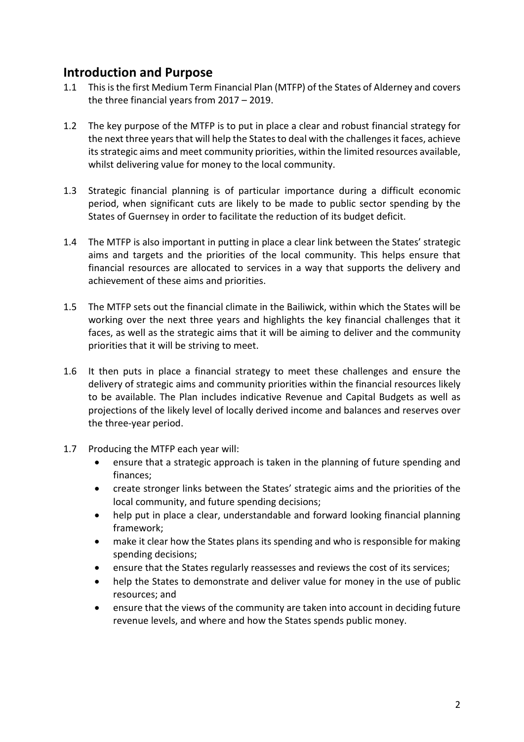## Introduction and Purpose

1.1 This is the first Medium Term Financial Plan (MTFP) of the States of Alderney and covers the three financial years from 2017 – 2019.

1.2 The key purpose of the MTFP is to put in place a clear and robust financial strategy for the next three years that will help the States to deal with the challenges it faces, achieve its strategic aims and meet community priorities, within the limited resources available, whilst delivering value for money to the local community.

1.3 Strategic financial planning is of particular importance during a difficult economic period, when significant cuts are likely to be made to public sector spending by the States of Guernsey in order to facilitate the reduction of its budget deficit.

1.4 The MTFP is also important in putting in place a clear link between the States' strategic aims and targets and the priorities of the local community. This helps ensure that financial resources are allocated to services in a way that supports the delivery and achievement of these aims and priorities.

1.5 The MTFP sets out the financial climate in the Bailiwick, within which the States will be working over the next three years and highlights the key financial challenges that it faces, as well as the strategic aims that it will be aiming to deliver and the community priorities that it will be striving to meet.

1.6 It then puts in place a financial strategy to meet these challenges and ensure the delivery of strategic aims and community priorities within the financial resources likely to be available. The Plan includes indicative Revenue and Capital Budgets as well as projections of the likely level of locally derived income and balances and reserves over the three-year period.

1.7 Producing the MTFP each year will:

- ensure that a strategic approach is taken in the planning of future spending and finances;
- create stronger links between the States' strategic aims and the priorities of the local community, and future spending decisions;
- help put in place a clear, understandable and forward looking financial planning framework;
- make it clear how the States plans its spending and who is responsible for making spending decisions;
- ensure that the States regularly reassesses and reviews the cost of its services;
- help the States to demonstrate and deliver value for money in the use of public resources; and
- ensure that the views of the community are taken into account in deciding future revenue levels, and where and how the States spends public money.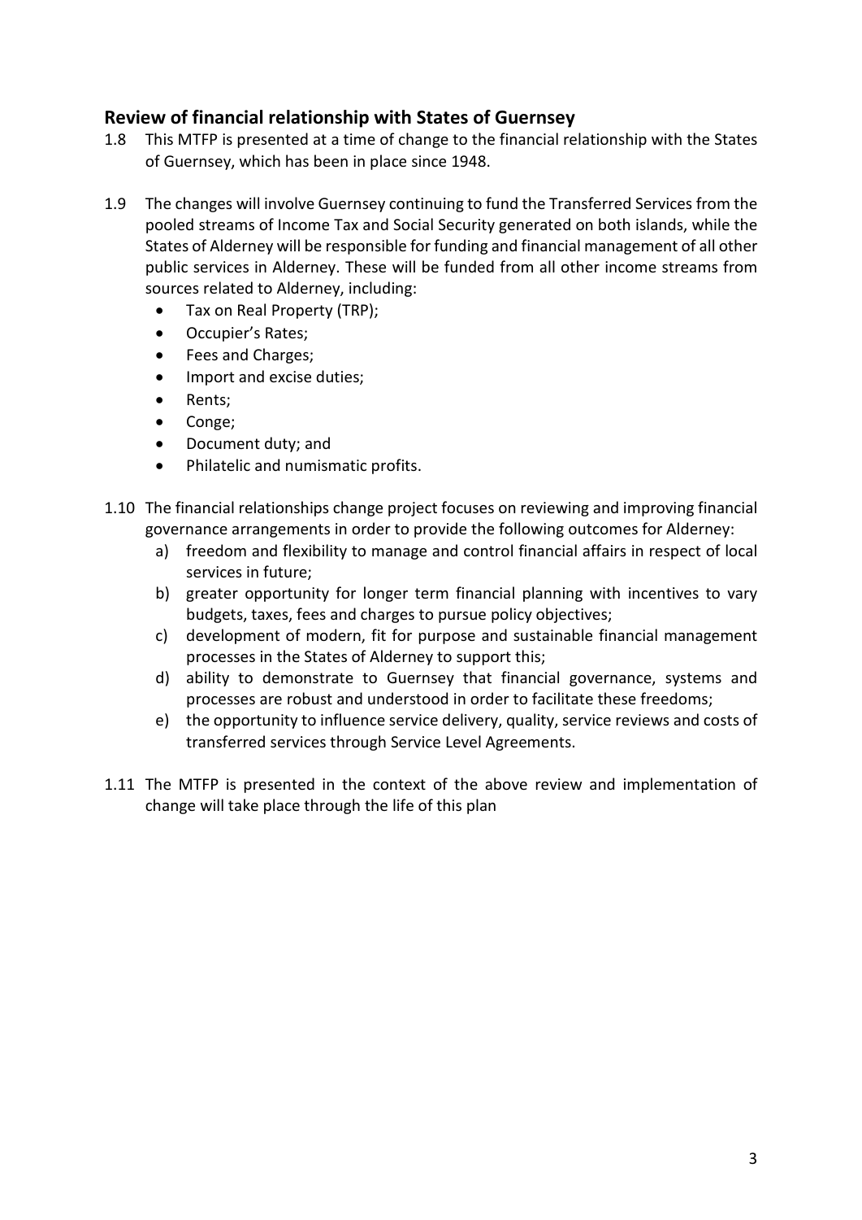## Review of financial relationship with States of Guernsey

1.8 This MTFP is presented at a time of change to the financial relationship with the States of Guernsey, which has been in place since 1948.

1.9 The changes will involve Guernsey continuing to fund the Transferred Services from the pooled streams of Income Tax and Social Security generated on both islands, while the States of Alderney will be responsible for funding and financial management of all other public services in Alderney. These will be funded from all other income streams from sources related to Alderney, including:

- Tax on Real Property (TRP);
- Occupier's Rates;
- Fees and Charges;
- Import and excise duties;
- Rents;
- Conge;
- Document duty; and
- Philatelic and numismatic profits.

1.10 The financial relationships change project focuses on reviewing and improving financial governance arrangements in order to provide the following outcomes for Alderney:

a) freedom and flexibility to manage and control financial affairs in respect of local services in future;
b) greater opportunity for longer term financial planning with incentives to vary budgets, taxes, fees and charges to pursue policy objectives;
c) development of modern, fit for purpose and sustainable financial management processes in the States of Alderney to support this;
d) ability to demonstrate to Guernsey that financial governance, systems and processes are robust and understood in order to facilitate these freedoms;
e) the opportunity to influence service delivery, quality, service reviews and costs of transferred services through Service Level Agreements.

1.11 The MTFP is presented in the context of the above review and implementation of change will take place through the life of this plan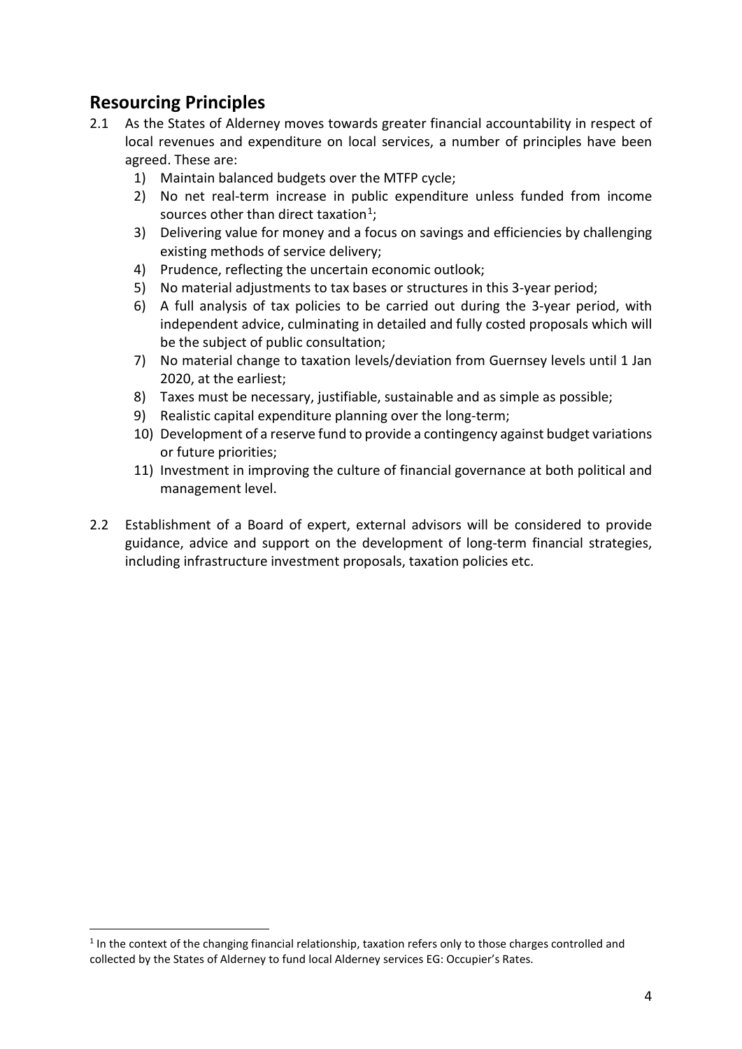## Resourcing Principles

2.1 As the States of Alderney moves towards greater financial accountability in respect of local revenues and expenditure on local services, a number of principles have been agreed. These are:

1) Maintain balanced budgets over the MTFP cycle;
2) No net real-term increase in public expenditure unless funded from income sources other than direct taxation[1];
3) Delivering value for money and a focus on savings and efficiencies by challenging existing methods of service delivery;
4) Prudence, reflecting the uncertain economic outlook;
5) No material adjustments to tax bases or structures in this 3-year period;
6) A full analysis of tax policies to be carried out during the 3-year period, with independent advice, culminating in detailed and fully costed proposals which will be the subject of public consultation;
7) No material change to taxation levels/deviation from Guernsey levels until 1 Jan 2020, at the earliest;
8) Taxes must be necessary, justifiable, sustainable and as simple as possible;
9) Realistic capital expenditure planning over the long-term;
10) Development of a reserve fund to provide a contingency against budget variations or future priorities;
11) Investment in improving the culture of financial governance at both political and management level.

2.2 Establishment of a Board of expert, external advisors will be considered to provide guidance, advice and support on the development of long-term financial strategies, including infrastructure investment proposals, taxation policies etc.

[1] In the context of the changing financial relationship, taxation refers only to those charges controlled and collected by the States of Alderney to fund local Alderney services EG: Occupier's Rates.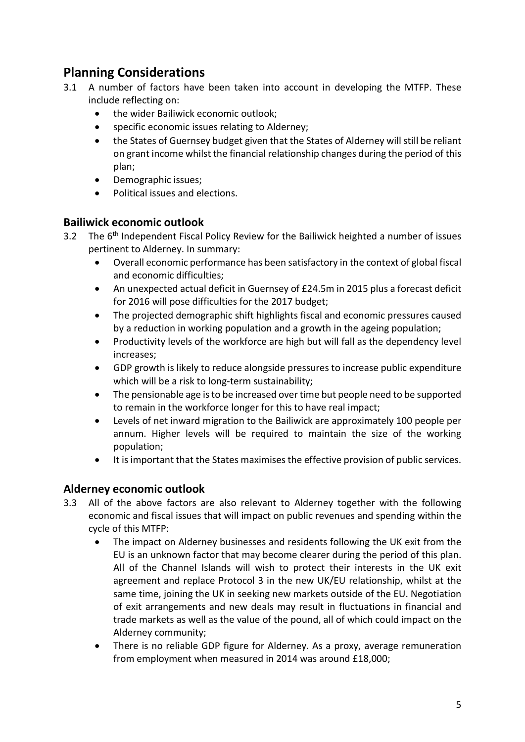## Planning Considerations

3.1 A number of factors have been taken into account in developing the MTFP. These include reflecting on:

- the wider Bailiwick economic outlook;
- specific economic issues relating to Alderney;
- the States of Guernsey budget given that the States of Alderney will still be reliant on grant income whilst the financial relationship changes during the period of this plan;
- Demographic issues;
- Political issues and elections.

### Bailiwick economic outlook

3.2 The 6th Independent Fiscal Policy Review for the Bailiwick heighted a number of issues pertinent to Alderney. In summary:

- Overall economic performance has been satisfactory in the context of global fiscal and economic difficulties;
- An unexpected actual deficit in Guernsey of £24.5m in 2015 plus a forecast deficit for 2016 will pose difficulties for the 2017 budget;
- The projected demographic shift highlights fiscal and economic pressures caused by a reduction in working population and a growth in the ageing population;
- Productivity levels of the workforce are high but will fall as the dependency level increases;
- GDP growth is likely to reduce alongside pressures to increase public expenditure which will be a risk to long-term sustainability;
- The pensionable age is to be increased over time but people need to be supported to remain in the workforce longer for this to have real impact;
- Levels of net inward migration to the Bailiwick are approximately 100 people per annum. Higher levels will be required to maintain the size of the working population;
- It is important that the States maximises the effective provision of public services.

### Alderney economic outlook

3.3 All of the above factors are also relevant to Alderney together with the following economic and fiscal issues that will impact on public revenues and spending within the cycle of this MTFP:

- The impact on Alderney businesses and residents following the UK exit from the EU is an unknown factor that may become clearer during the period of this plan. All of the Channel Islands will wish to protect their interests in the UK exit agreement and replace Protocol 3 in the new UK/EU relationship, whilst at the same time, joining the UK in seeking new markets outside of the EU. Negotiation of exit arrangements and new deals may result in fluctuations in financial and trade markets as well as the value of the pound, all of which could impact on the Alderney community;
- There is no reliable GDP figure for Alderney. As a proxy, average remuneration from employment when measured in 2014 was around £18,000;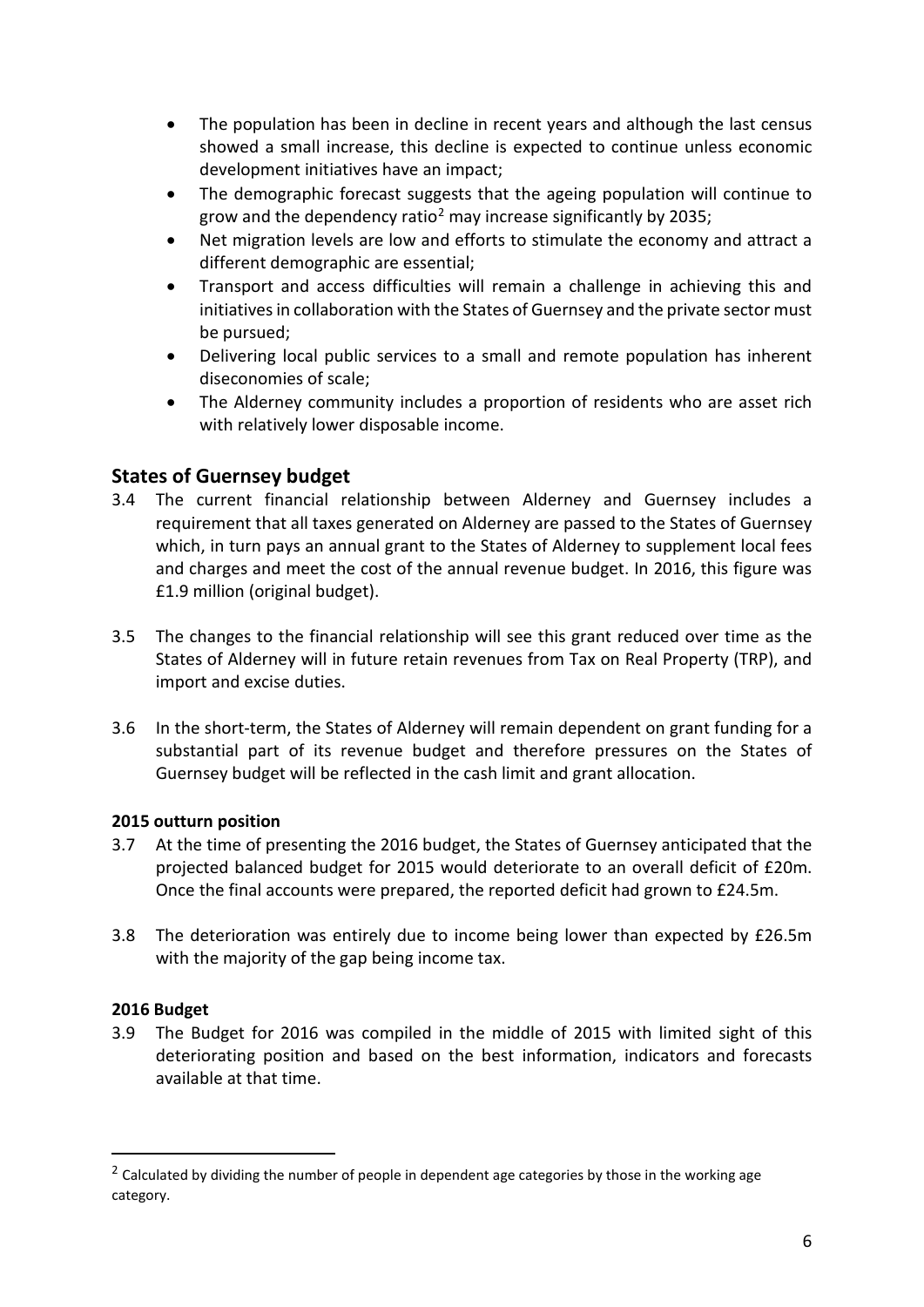- The population has been in decline in recent years and although the last census showed a small increase, this decline is expected to continue unless economic development initiatives have an impact;
- The demographic forecast suggests that the ageing population will continue to grow and the dependency ratio[2] may increase significantly by 2035;
- Net migration levels are low and efforts to stimulate the economy and attract a different demographic are essential;
- Transport and access difficulties will remain a challenge in achieving this and initiatives in collaboration with the States of Guernsey and the private sector must be pursued;
- Delivering local public services to a small and remote population has inherent diseconomies of scale;
- The Alderney community includes a proportion of residents who are asset rich with relatively lower disposable income.

## States of Guernsey budget

3.4 The current financial relationship between Alderney and Guernsey includes a requirement that all taxes generated on Alderney are passed to the States of Guernsey which, in turn pays an annual grant to the States of Alderney to supplement local fees and charges and meet the cost of the annual revenue budget. In 2016, this figure was £1.9 million (original budget).

3.5 The changes to the financial relationship will see this grant reduced over time as the States of Alderney will in future retain revenues from Tax on Real Property (TRP), and import and excise duties.

3.6 In the short-term, the States of Alderney will remain dependent on grant funding for a substantial part of its revenue budget and therefore pressures on the States of Guernsey budget will be reflected in the cash limit and grant allocation.

### 2015 outturn position

3.7 At the time of presenting the 2016 budget, the States of Guernsey anticipated that the projected balanced budget for 2015 would deteriorate to an overall deficit of £20m. Once the final accounts were prepared, the reported deficit had grown to £24.5m.

3.8 The deterioration was entirely due to income being lower than expected by £26.5m with the majority of the gap being income tax.

### 2016 Budget

3.9 The Budget for 2016 was compiled in the middle of 2015 with limited sight of this deteriorating position and based on the best information, indicators and forecasts available at that time.

---

[2] Calculated by dividing the number of people in dependent age categories by those in the working age category.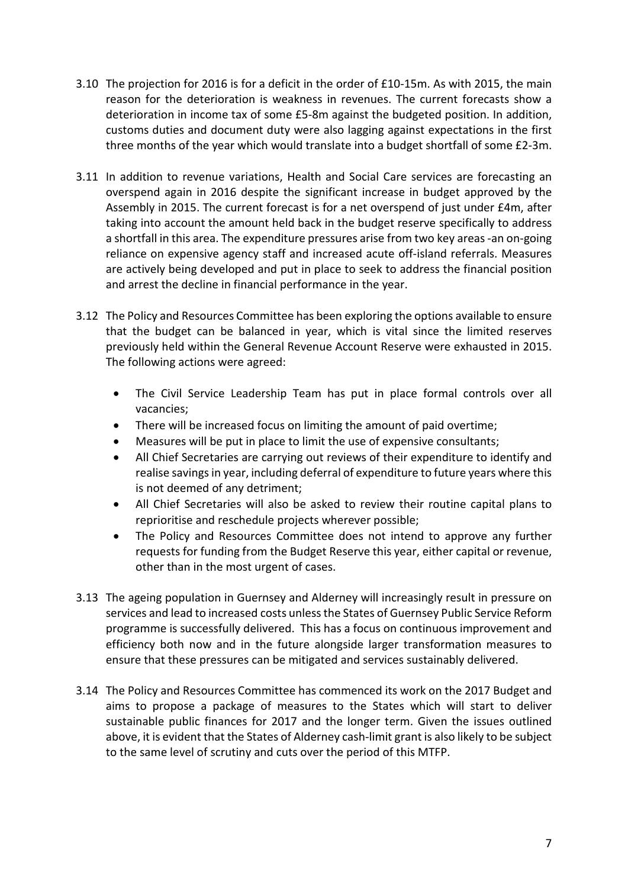3.10 The projection for 2016 is for a deficit in the order of £10-15m. As with 2015, the main reason for the deterioration is weakness in revenues. The current forecasts show a deterioration in income tax of some £5-8m against the budgeted position. In addition, customs duties and document duty were also lagging against expectations in the first three months of the year which would translate into a budget shortfall of some £2-3m.

3.11 In addition to revenue variations, Health and Social Care services are forecasting an overspend again in 2016 despite the significant increase in budget approved by the Assembly in 2015. The current forecast is for a net overspend of just under £4m, after taking into account the amount held back in the budget reserve specifically to address a shortfall in this area. The expenditure pressures arise from two key areas -an on-going reliance on expensive agency staff and increased acute off-island referrals. Measures are actively being developed and put in place to seek to address the financial position and arrest the decline in financial performance in the year.

3.12 The Policy and Resources Committee has been exploring the options available to ensure that the budget can be balanced in year, which is vital since the limited reserves previously held within the General Revenue Account Reserve were exhausted in 2015. The following actions were agreed:

- The Civil Service Leadership Team has put in place formal controls over all vacancies;
- There will be increased focus on limiting the amount of paid overtime;
- Measures will be put in place to limit the use of expensive consultants;
- All Chief Secretaries are carrying out reviews of their expenditure to identify and realise savings in year, including deferral of expenditure to future years where this is not deemed of any detriment;
- All Chief Secretaries will also be asked to review their routine capital plans to reprioritise and reschedule projects wherever possible;
- The Policy and Resources Committee does not intend to approve any further requests for funding from the Budget Reserve this year, either capital or revenue, other than in the most urgent of cases.

3.13 The ageing population in Guernsey and Alderney will increasingly result in pressure on services and lead to increased costs unless the States of Guernsey Public Service Reform programme is successfully delivered. This has a focus on continuous improvement and efficiency both now and in the future alongside larger transformation measures to ensure that these pressures can be mitigated and services sustainably delivered.

3.14 The Policy and Resources Committee has commenced its work on the 2017 Budget and aims to propose a package of measures to the States which will start to deliver sustainable public finances for 2017 and the longer term. Given the issues outlined above, it is evident that the States of Alderney cash-limit grant is also likely to be subject to the same level of scrutiny and cuts over the period of this MTFP.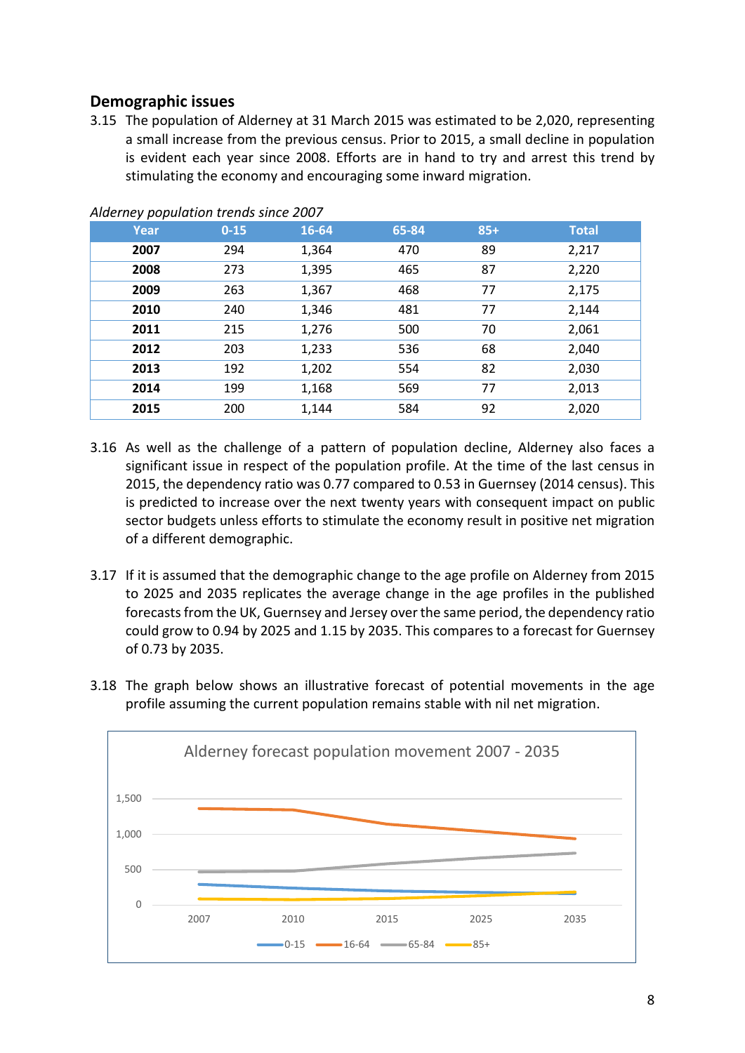## Demographic issues

3.15 The population of Alderney at 31 March 2015 was estimated to be 2,020, representing a small increase from the previous census. Prior to 2015, a small decline in population is evident each year since 2008. Efforts are in hand to try and arrest this trend by stimulating the economy and encouraging some inward migration.

*Alderney population trends since 2007*

| Year | 0-15 | 16-64 | 65-84 | 85+ | Total |
|---|---|---|---|---|---|
| **2007** | 294 | 1,364 | 470 | 89 | 2,217 |
| **2008** | 273 | 1,395 | 465 | 87 | 2,220 |
| **2009** | 263 | 1,367 | 468 | 77 | 2,175 |
| **2010** | 240 | 1,346 | 481 | 77 | 2,144 |
| **2011** | 215 | 1,276 | 500 | 70 | 2,061 |
| **2012** | 203 | 1,233 | 536 | 68 | 2,040 |
| **2013** | 192 | 1,202 | 554 | 82 | 2,030 |
| **2014** | 199 | 1,168 | 569 | 77 | 2,013 |
| **2015** | 200 | 1,144 | 584 | 92 | 2,020 |

3.16 As well as the challenge of a pattern of population decline, Alderney also faces a significant issue in respect of the population profile. At the time of the last census in 2015, the dependency ratio was 0.77 compared to 0.53 in Guernsey (2014 census). This is predicted to increase over the next twenty years with consequent impact on public sector budgets unless efforts to stimulate the economy result in positive net migration of a different demographic.

3.17 If it is assumed that the demographic change to the age profile on Alderney from 2015 to 2025 and 2035 replicates the average change in the age profiles in the published forecasts from the UK, Guernsey and Jersey over the same period, the dependency ratio could grow to 0.94 by 2025 and 1.15 by 2035. This compares to a forecast for Guernsey of 0.73 by 2035.

3.18 The graph below shows an illustrative forecast of potential movements in the age profile assuming the current population remains stable with nil net migration.

Alderney forecast population movement 2007 - 2035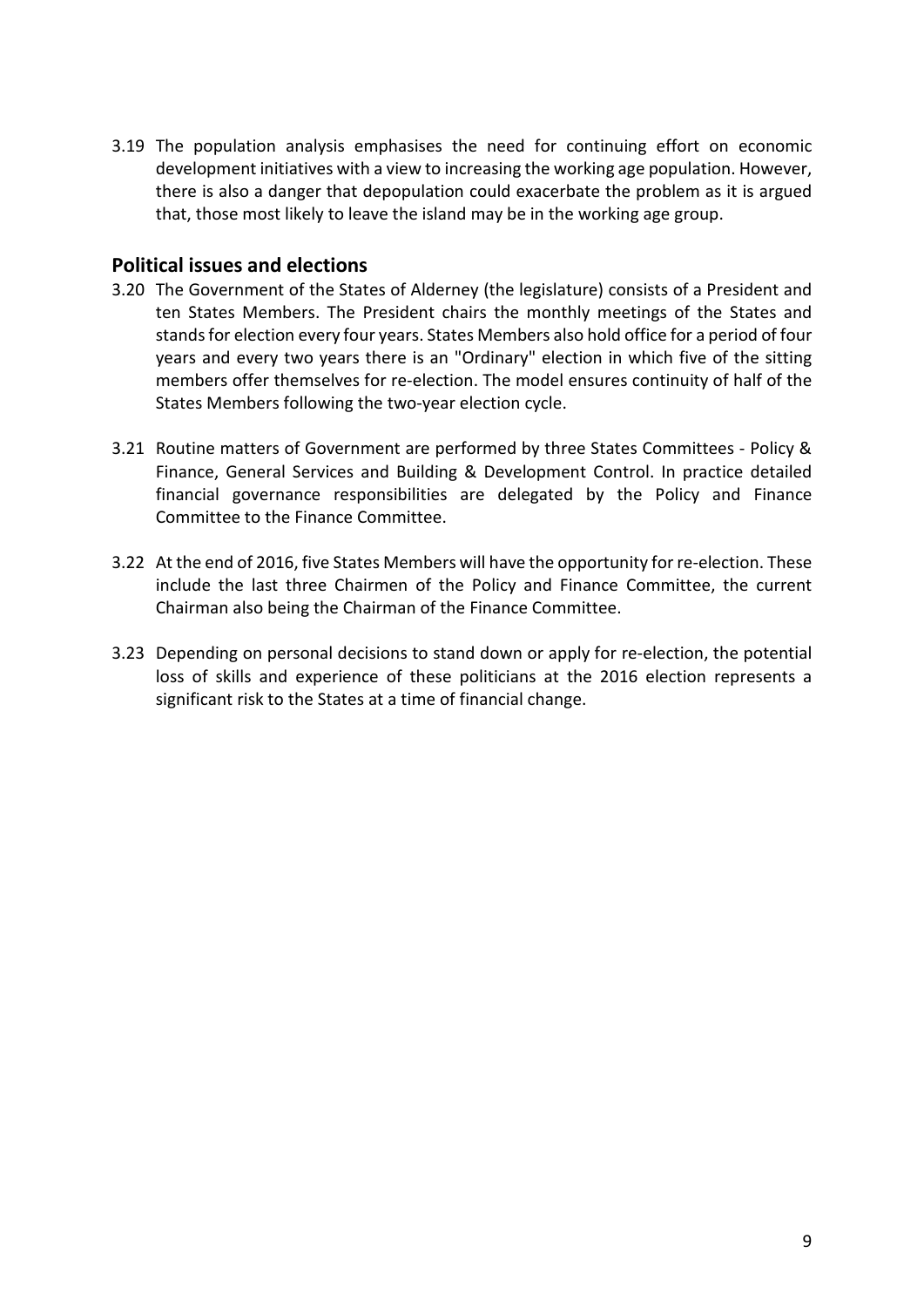3.19 The population analysis emphasises the need for continuing effort on economic development initiatives with a view to increasing the working age population. However, there is also a danger that depopulation could exacerbate the problem as it is argued that, those most likely to leave the island may be in the working age group.

## Political issues and elections

3.20 The Government of the States of Alderney (the legislature) consists of a President and ten States Members. The President chairs the monthly meetings of the States and stands for election every four years. States Members also hold office for a period of four years and every two years there is an "Ordinary" election in which five of the sitting members offer themselves for re-election. The model ensures continuity of half of the States Members following the two-year election cycle.

3.21 Routine matters of Government are performed by three States Committees - Policy & Finance, General Services and Building & Development Control. In practice detailed financial governance responsibilities are delegated by the Policy and Finance Committee to the Finance Committee.

3.22 At the end of 2016, five States Members will have the opportunity for re-election. These include the last three Chairmen of the Policy and Finance Committee, the current Chairman also being the Chairman of the Finance Committee.

3.23 Depending on personal decisions to stand down or apply for re-election, the potential loss of skills and experience of these politicians at the 2016 election represents a significant risk to the States at a time of financial change.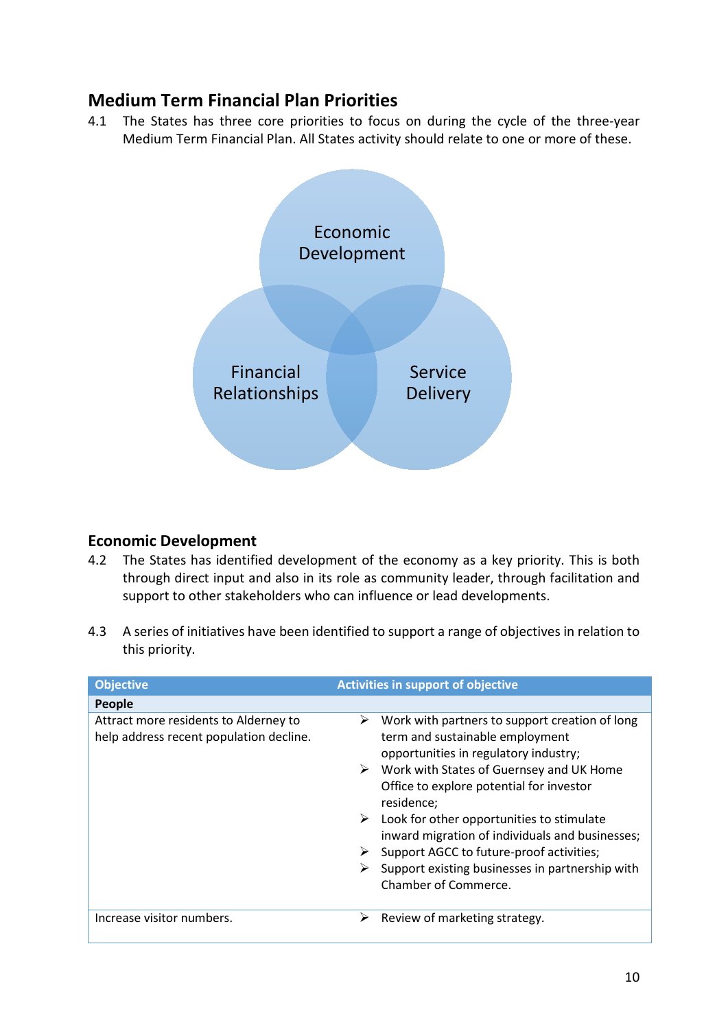## Medium Term Financial Plan Priorities

4.1 The States has three core priorities to focus on during the cycle of the three-year Medium Term Financial Plan. All States activity should relate to one or more of these.

Economic Development

Financial Relationships

Service Delivery

## Economic Development

4.2 The States has identified development of the economy as a key priority. This is both through direct input and also in its role as community leader, through facilitation and support to other stakeholders who can influence or lead developments.

4.3 A series of initiatives have been identified to support a range of objectives in relation to this priority.

| Objective | Activities in support of objective |
|---|---|
| **People** | |
| Attract more residents to Alderney to help address recent population decline. | ➢ Work with partners to support creation of long term and sustainable employment opportunities in regulatory industry;<br>➢ Work with States of Guernsey and UK Home Office to explore potential for investor residence;<br>➢ Look for other opportunities to stimulate inward migration of individuals and businesses;<br>➢ Support AGCC to future-proof activities;<br>➢ Support existing businesses in partnership with Chamber of Commerce. |
| Increase visitor numbers. | ➢ Review of marketing strategy. |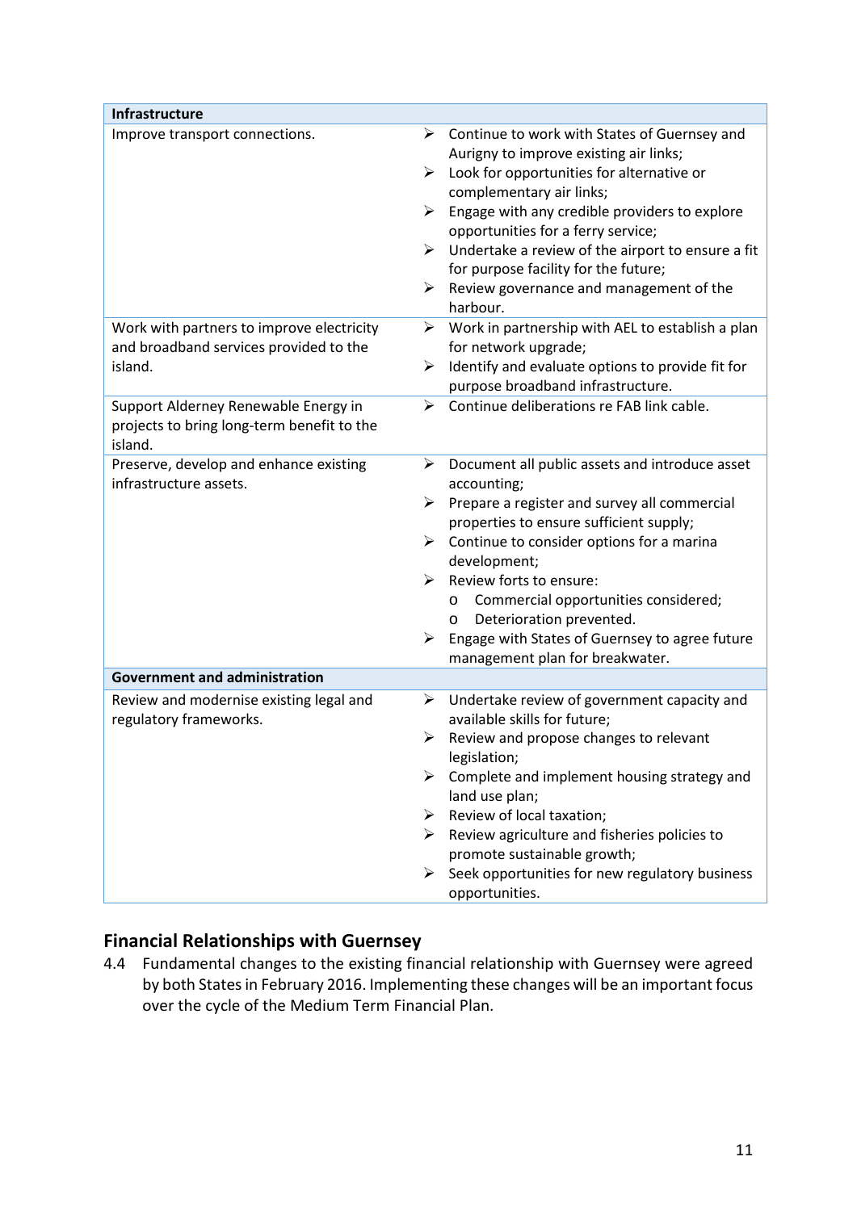| Infrastructure | |
|---|---|
| Improve transport connections. | ➢ Continue to work with States of Guernsey and Aurigny to improve existing air links;<br>➢ Look for opportunities for alternative or complementary air links;<br>➢ Engage with any credible providers to explore opportunities for a ferry service;<br>➢ Undertake a review of the airport to ensure a fit for purpose facility for the future;<br>➢ Review governance and management of the harbour. |
| Work with partners to improve electricity and broadband services provided to the island. | ➢ Work in partnership with AEL to establish a plan for network upgrade;<br>➢ Identify and evaluate options to provide fit for purpose broadband infrastructure. |
| Support Alderney Renewable Energy in projects to bring long-term benefit to the island. | ➢ Continue deliberations re FAB link cable. |
| Preserve, develop and enhance existing infrastructure assets. | ➢ Document all public assets and introduce asset accounting;<br>➢ Prepare a register and survey all commercial properties to ensure sufficient supply;<br>➢ Continue to consider options for a marina development;<br>➢ Review forts to ensure:<br>o Commercial opportunities considered;<br>o Deterioration prevented.<br>➢ Engage with States of Guernsey to agree future management plan for breakwater. |
| **Government and administration** | |
| Review and modernise existing legal and regulatory frameworks. | ➢ Undertake review of government capacity and available skills for future;<br>➢ Review and propose changes to relevant legislation;<br>➢ Complete and implement housing strategy and land use plan;<br>➢ Review of local taxation;<br>➢ Review agriculture and fisheries policies to promote sustainable growth;<br>➢ Seek opportunities for new regulatory business opportunities. |

## Financial Relationships with Guernsey

4.4 Fundamental changes to the existing financial relationship with Guernsey were agreed by both States in February 2016. Implementing these changes will be an important focus over the cycle of the Medium Term Financial Plan.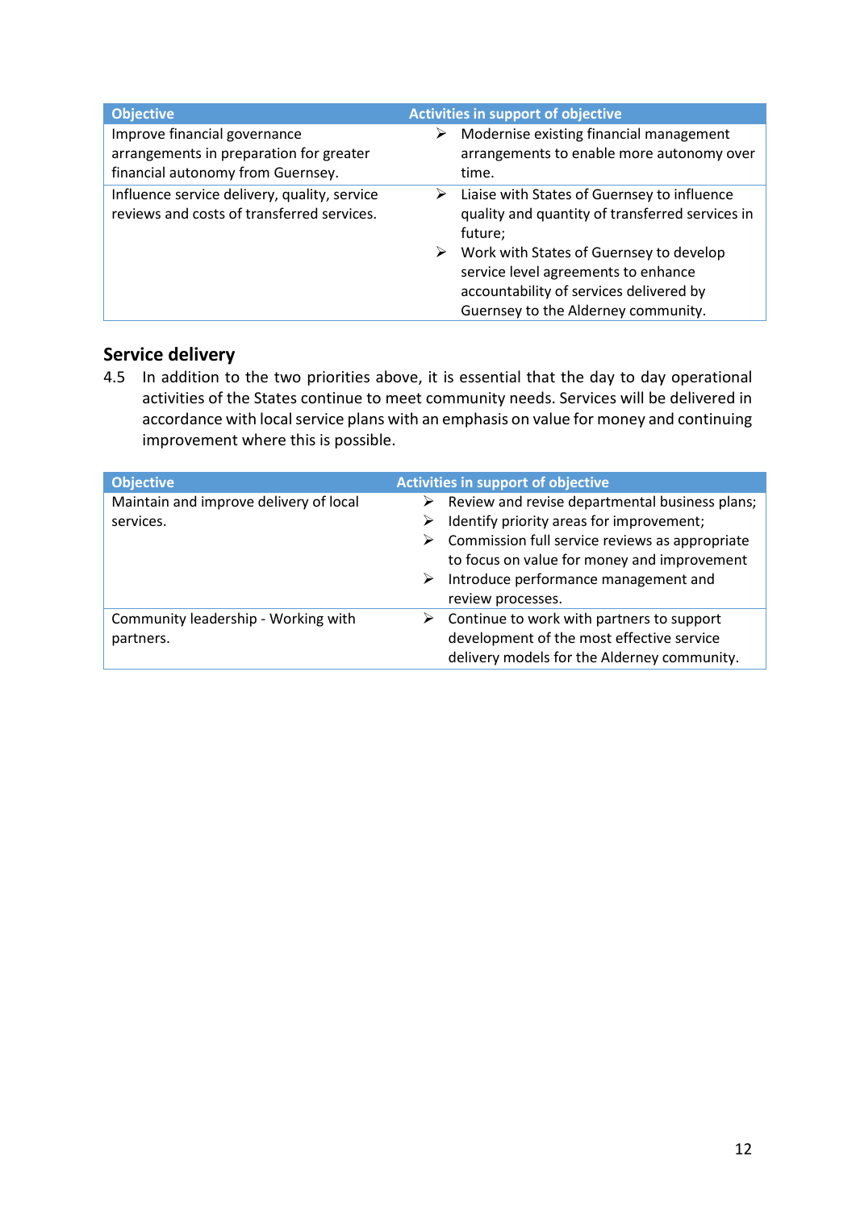| Objective | Activities in support of objective |
| --- | --- |
| Improve financial governance arrangements in preparation for greater financial autonomy from Guernsey. | ➢ Modernise existing financial management arrangements to enable more autonomy over time. |
| Influence service delivery, quality, service reviews and costs of transferred services. | ➢ Liaise with States of Guernsey to influence quality and quantity of transferred services in future;<br>➢ Work with States of Guernsey to develop service level agreements to enhance accountability of services delivered by Guernsey to the Alderney community. |

## Service delivery

4.5 In addition to the two priorities above, it is essential that the day to day operational activities of the States continue to meet community needs. Services will be delivered in accordance with local service plans with an emphasis on value for money and continuing improvement where this is possible.

| Objective | Activities in support of objective |
| --- | --- |
| Maintain and improve delivery of local services. | ➢ Review and revise departmental business plans;<br>➢ Identify priority areas for improvement;<br>➢ Commission full service reviews as appropriate to focus on value for money and improvement<br>➢ Introduce performance management and review processes. |
| Community leadership - Working with partners. | ➢ Continue to work with partners to support development of the most effective service delivery models for the Alderney community. |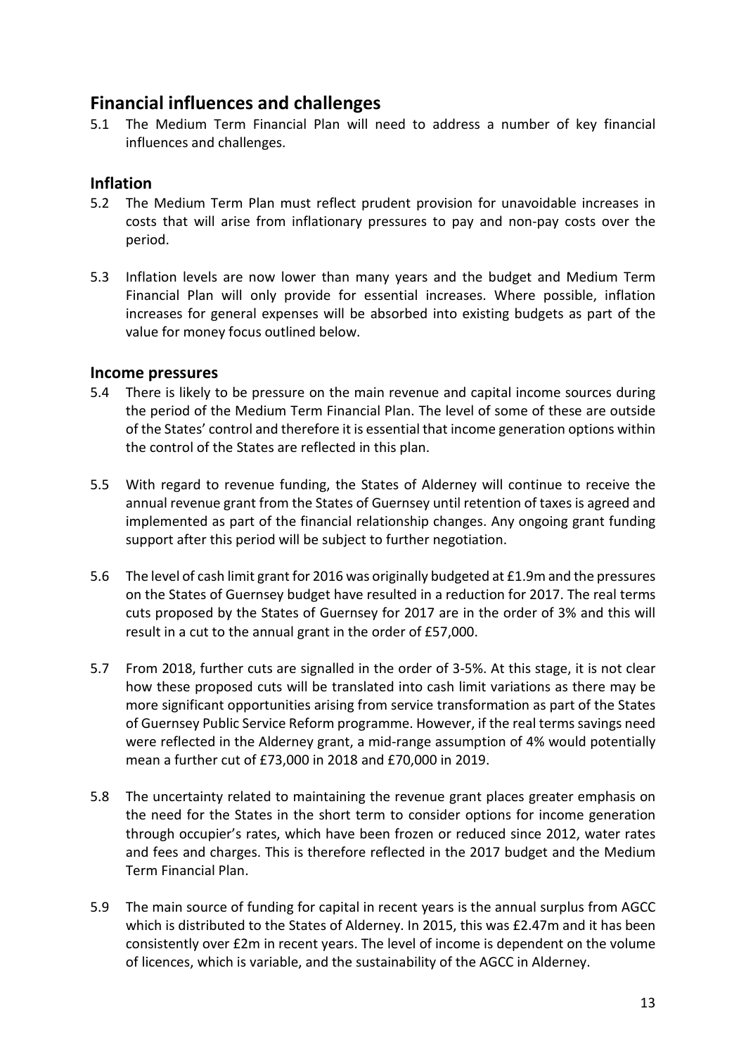## Financial influences and challenges

5.1 The Medium Term Financial Plan will need to address a number of key financial influences and challenges.

### Inflation

5.2 The Medium Term Plan must reflect prudent provision for unavoidable increases in costs that will arise from inflationary pressures to pay and non-pay costs over the period.

5.3 Inflation levels are now lower than many years and the budget and Medium Term Financial Plan will only provide for essential increases. Where possible, inflation increases for general expenses will be absorbed into existing budgets as part of the value for money focus outlined below.

### Income pressures

5.4 There is likely to be pressure on the main revenue and capital income sources during the period of the Medium Term Financial Plan. The level of some of these are outside of the States' control and therefore it is essential that income generation options within the control of the States are reflected in this plan.

5.5 With regard to revenue funding, the States of Alderney will continue to receive the annual revenue grant from the States of Guernsey until retention of taxes is agreed and implemented as part of the financial relationship changes. Any ongoing grant funding support after this period will be subject to further negotiation.

5.6 The level of cash limit grant for 2016 was originally budgeted at £1.9m and the pressures on the States of Guernsey budget have resulted in a reduction for 2017. The real terms cuts proposed by the States of Guernsey for 2017 are in the order of 3% and this will result in a cut to the annual grant in the order of £57,000.

5.7 From 2018, further cuts are signalled in the order of 3-5%. At this stage, it is not clear how these proposed cuts will be translated into cash limit variations as there may be more significant opportunities arising from service transformation as part of the States of Guernsey Public Service Reform programme. However, if the real terms savings need were reflected in the Alderney grant, a mid-range assumption of 4% would potentially mean a further cut of £73,000 in 2018 and £70,000 in 2019.

5.8 The uncertainty related to maintaining the revenue grant places greater emphasis on the need for the States in the short term to consider options for income generation through occupier's rates, which have been frozen or reduced since 2012, water rates and fees and charges. This is therefore reflected in the 2017 budget and the Medium Term Financial Plan.

5.9 The main source of funding for capital in recent years is the annual surplus from AGCC which is distributed to the States of Alderney. In 2015, this was £2.47m and it has been consistently over £2m in recent years. The level of income is dependent on the volume of licences, which is variable, and the sustainability of the AGCC in Alderney.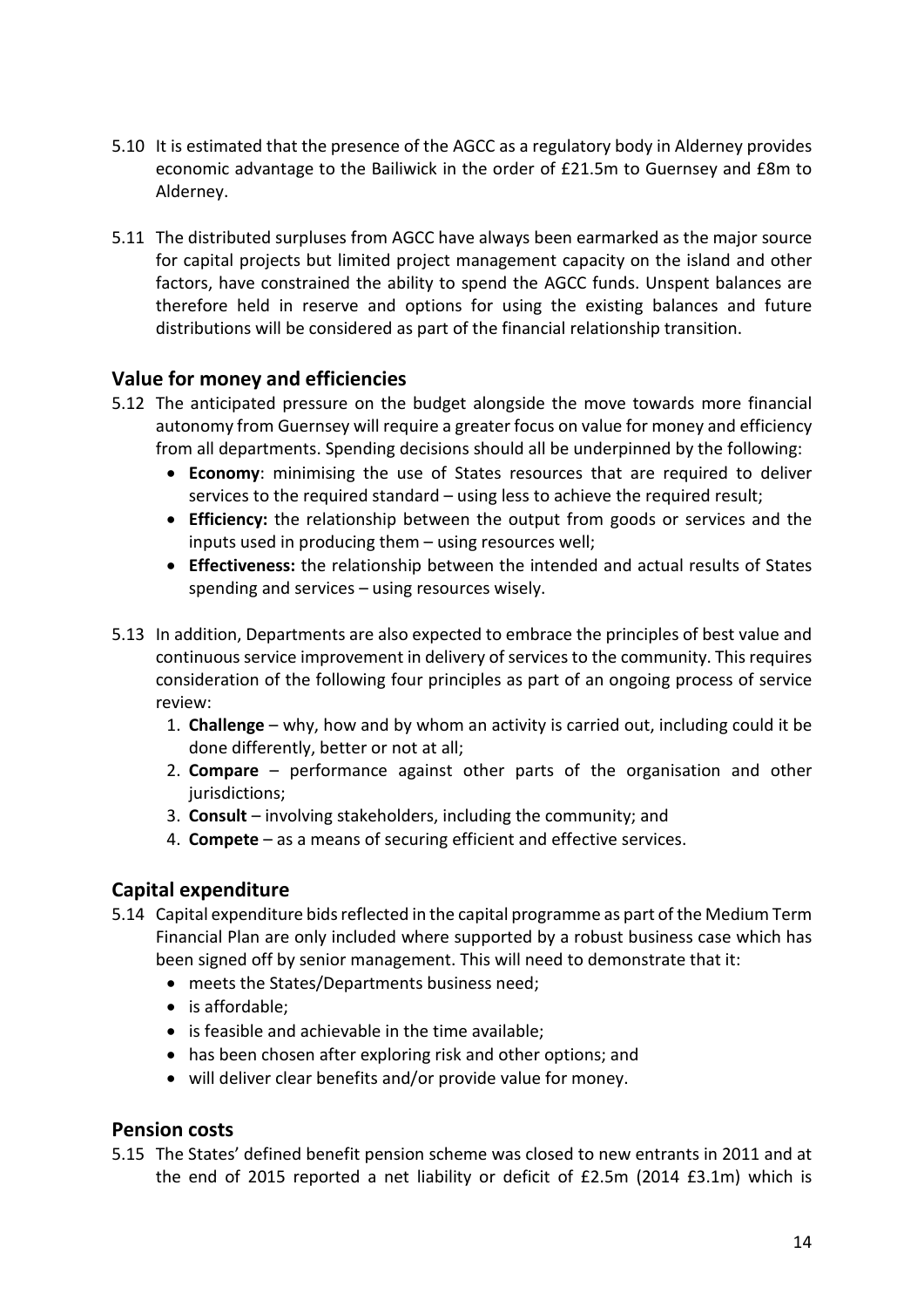5.10 It is estimated that the presence of the AGCC as a regulatory body in Alderney provides economic advantage to the Bailiwick in the order of £21.5m to Guernsey and £8m to Alderney.

5.11 The distributed surpluses from AGCC have always been earmarked as the major source for capital projects but limited project management capacity on the island and other factors, have constrained the ability to spend the AGCC funds. Unspent balances are therefore held in reserve and options for using the existing balances and future distributions will be considered as part of the financial relationship transition.

## Value for money and efficiencies

5.12 The anticipated pressure on the budget alongside the move towards more financial autonomy from Guernsey will require a greater focus on value for money and efficiency from all departments. Spending decisions should all be underpinned by the following:

- **Economy**: minimising the use of States resources that are required to deliver services to the required standard – using less to achieve the required result;
- **Efficiency:** the relationship between the output from goods or services and the inputs used in producing them – using resources well;
- **Effectiveness:** the relationship between the intended and actual results of States spending and services – using resources wisely.

5.13 In addition, Departments are also expected to embrace the principles of best value and continuous service improvement in delivery of services to the community. This requires consideration of the following four principles as part of an ongoing process of service review:

1. **Challenge** – why, how and by whom an activity is carried out, including could it be done differently, better or not at all;
2. **Compare** – performance against other parts of the organisation and other jurisdictions;
3. **Consult** – involving stakeholders, including the community; and
4. **Compete** – as a means of securing efficient and effective services.

## Capital expenditure

5.14 Capital expenditure bids reflected in the capital programme as part of the Medium Term Financial Plan are only included where supported by a robust business case which has been signed off by senior management. This will need to demonstrate that it:

- meets the States/Departments business need;
- is affordable;
- is feasible and achievable in the time available;
- has been chosen after exploring risk and other options; and
- will deliver clear benefits and/or provide value for money.

## Pension costs

5.15 The States' defined benefit pension scheme was closed to new entrants in 2011 and at the end of 2015 reported a net liability or deficit of £2.5m (2014 £3.1m) which is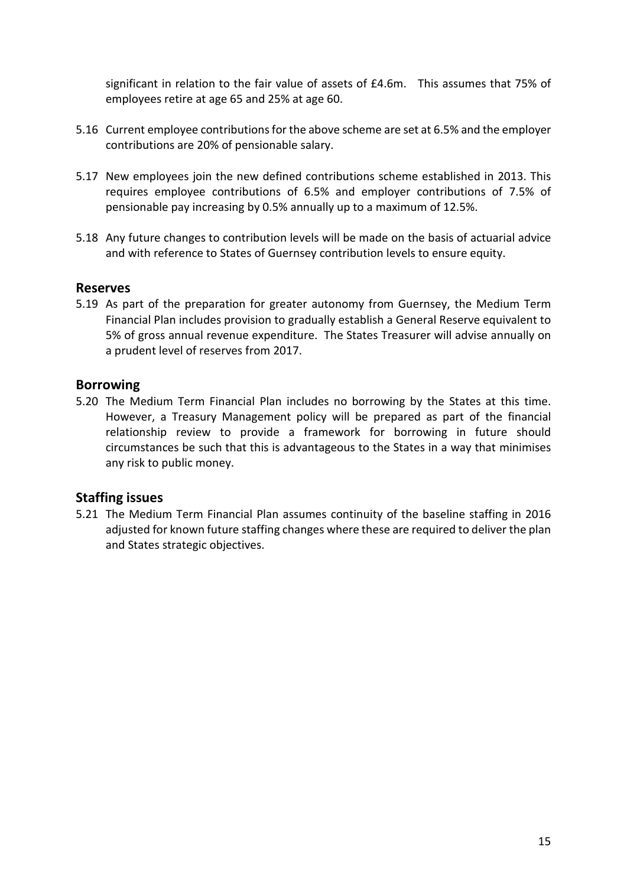significant in relation to the fair value of assets of £4.6m. This assumes that 75% of employees retire at age 65 and 25% at age 60.

5.16 Current employee contributions for the above scheme are set at 6.5% and the employer contributions are 20% of pensionable salary.

5.17 New employees join the new defined contributions scheme established in 2013. This requires employee contributions of 6.5% and employer contributions of 7.5% of pensionable pay increasing by 0.5% annually up to a maximum of 12.5%.

5.18 Any future changes to contribution levels will be made on the basis of actuarial advice and with reference to States of Guernsey contribution levels to ensure equity.

## Reserves

5.19 As part of the preparation for greater autonomy from Guernsey, the Medium Term Financial Plan includes provision to gradually establish a General Reserve equivalent to 5% of gross annual revenue expenditure. The States Treasurer will advise annually on a prudent level of reserves from 2017.

## Borrowing

5.20 The Medium Term Financial Plan includes no borrowing by the States at this time. However, a Treasury Management policy will be prepared as part of the financial relationship review to provide a framework for borrowing in future should circumstances be such that this is advantageous to the States in a way that minimises any risk to public money.

## Staffing issues

5.21 The Medium Term Financial Plan assumes continuity of the baseline staffing in 2016 adjusted for known future staffing changes where these are required to deliver the plan and States strategic objectives.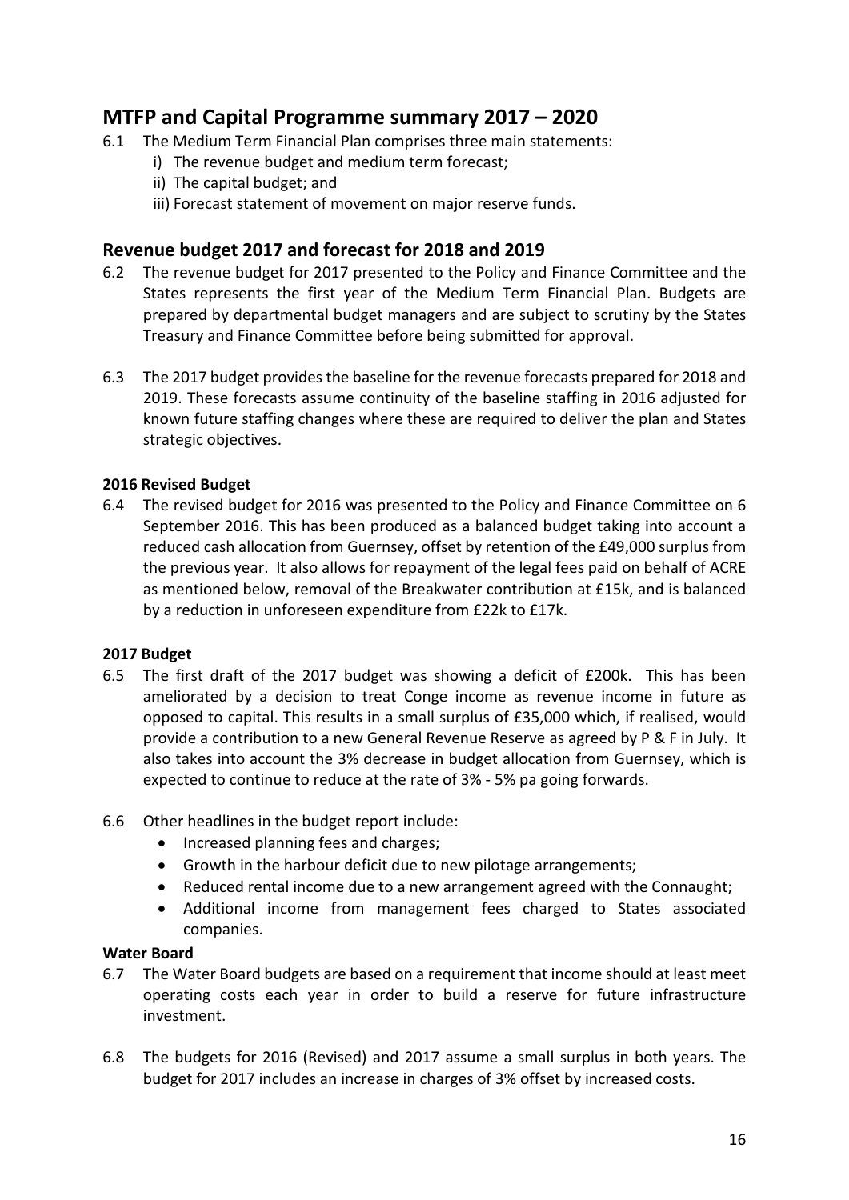## MTFP and Capital Programme summary 2017 – 2020

6.1 The Medium Term Financial Plan comprises three main statements:

i) The revenue budget and medium term forecast;

ii) The capital budget; and

iii) Forecast statement of movement on major reserve funds.

## Revenue budget 2017 and forecast for 2018 and 2019

6.2 The revenue budget for 2017 presented to the Policy and Finance Committee and the States represents the first year of the Medium Term Financial Plan. Budgets are prepared by departmental budget managers and are subject to scrutiny by the States Treasury and Finance Committee before being submitted for approval.

6.3 The 2017 budget provides the baseline for the revenue forecasts prepared for 2018 and 2019. These forecasts assume continuity of the baseline staffing in 2016 adjusted for known future staffing changes where these are required to deliver the plan and States strategic objectives.

**2016 Revised Budget**

6.4 The revised budget for 2016 was presented to the Policy and Finance Committee on 6 September 2016. This has been produced as a balanced budget taking into account a reduced cash allocation from Guernsey, offset by retention of the £49,000 surplus from the previous year. It also allows for repayment of the legal fees paid on behalf of ACRE as mentioned below, removal of the Breakwater contribution at £15k, and is balanced by a reduction in unforeseen expenditure from £22k to £17k.

**2017 Budget**

6.5 The first draft of the 2017 budget was showing a deficit of £200k. This has been ameliorated by a decision to treat Conge income as revenue income in future as opposed to capital. This results in a small surplus of £35,000 which, if realised, would provide a contribution to a new General Revenue Reserve as agreed by P & F in July. It also takes into account the 3% decrease in budget allocation from Guernsey, which is expected to continue to reduce at the rate of 3% - 5% pa going forwards.

6.6 Other headlines in the budget report include:

- Increased planning fees and charges;
- Growth in the harbour deficit due to new pilotage arrangements;
- Reduced rental income due to a new arrangement agreed with the Connaught;
- Additional income from management fees charged to States associated companies.

**Water Board**

6.7 The Water Board budgets are based on a requirement that income should at least meet operating costs each year in order to build a reserve for future infrastructure investment.

6.8 The budgets for 2016 (Revised) and 2017 assume a small surplus in both years. The budget for 2017 includes an increase in charges of 3% offset by increased costs.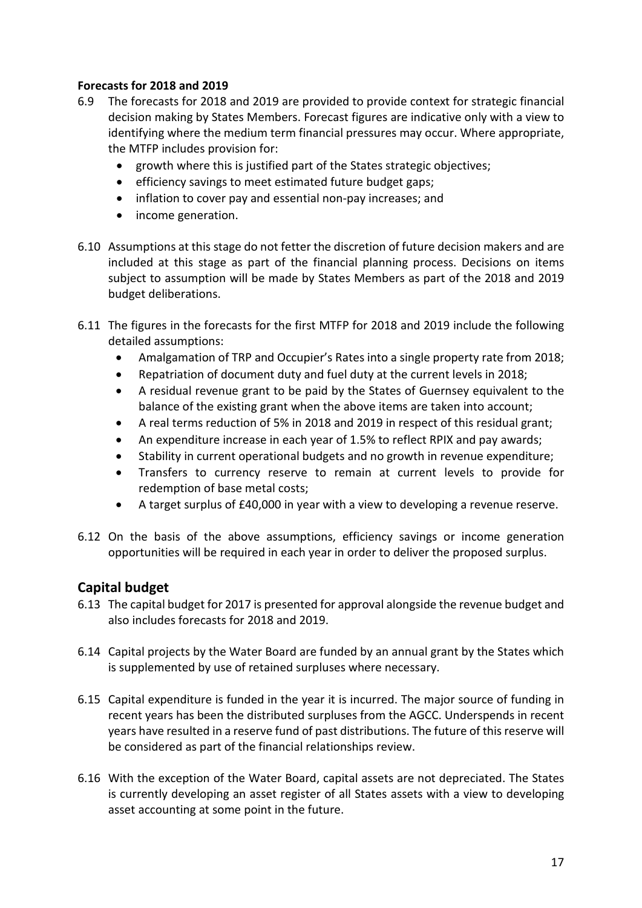**Forecasts for 2018 and 2019**

6.9 The forecasts for 2018 and 2019 are provided to provide context for strategic financial decision making by States Members. Forecast figures are indicative only with a view to identifying where the medium term financial pressures may occur. Where appropriate, the MTFP includes provision for:

- growth where this is justified part of the States strategic objectives;
- efficiency savings to meet estimated future budget gaps;
- inflation to cover pay and essential non-pay increases; and
- income generation.

6.10 Assumptions at this stage do not fetter the discretion of future decision makers and are included at this stage as part of the financial planning process. Decisions on items subject to assumption will be made by States Members as part of the 2018 and 2019 budget deliberations.

6.11 The figures in the forecasts for the first MTFP for 2018 and 2019 include the following detailed assumptions:

- Amalgamation of TRP and Occupier's Rates into a single property rate from 2018;
- Repatriation of document duty and fuel duty at the current levels in 2018;
- A residual revenue grant to be paid by the States of Guernsey equivalent to the balance of the existing grant when the above items are taken into account;
- A real terms reduction of 5% in 2018 and 2019 in respect of this residual grant;
- An expenditure increase in each year of 1.5% to reflect RPIX and pay awards;
- Stability in current operational budgets and no growth in revenue expenditure;
- Transfers to currency reserve to remain at current levels to provide for redemption of base metal costs;
- A target surplus of £40,000 in year with a view to developing a revenue reserve.

6.12 On the basis of the above assumptions, efficiency savings or income generation opportunities will be required in each year in order to deliver the proposed surplus.

## Capital budget

6.13 The capital budget for 2017 is presented for approval alongside the revenue budget and also includes forecasts for 2018 and 2019.

6.14 Capital projects by the Water Board are funded by an annual grant by the States which is supplemented by use of retained surpluses where necessary.

6.15 Capital expenditure is funded in the year it is incurred. The major source of funding in recent years has been the distributed surpluses from the AGCC. Underspends in recent years have resulted in a reserve fund of past distributions. The future of this reserve will be considered as part of the financial relationships review.

6.16 With the exception of the Water Board, capital assets are not depreciated. The States is currently developing an asset register of all States assets with a view to developing asset accounting at some point in the future.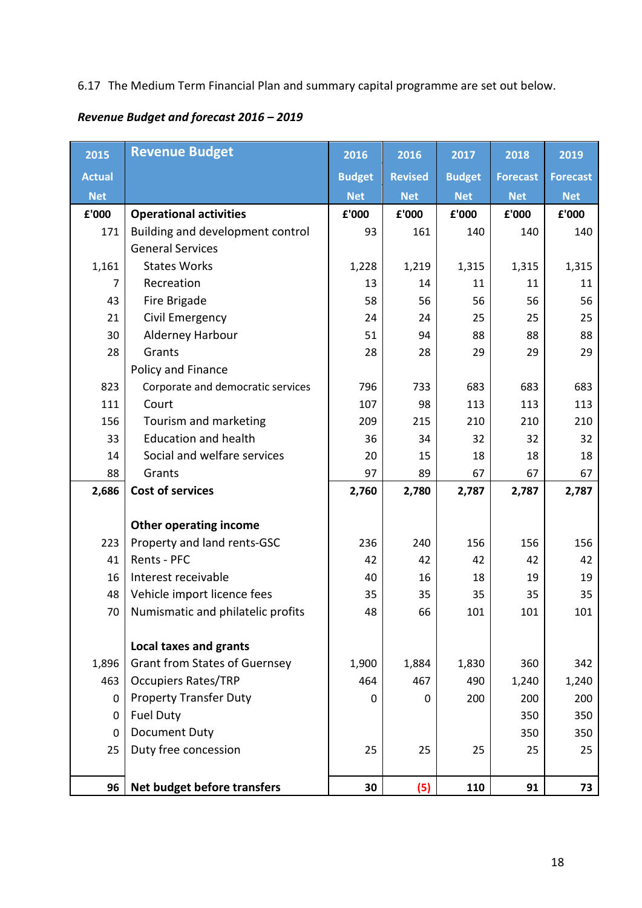6.17 The Medium Term Financial Plan and summary capital programme are set out below.

***Revenue Budget and forecast 2016 – 2019***

| 2015 Actual Net | Revenue Budget | 2016 Budget Net | 2016 Revised Net | 2017 Budget Net | 2018 Forecast Net | 2019 Forecast Net |
|---|---|---|---|---|---|---|
| **£'000** | **Operational activities** | **£'000** | **£'000** | **£'000** | **£'000** | **£'000** |
| 171 | Building and development control | 93 | 161 | 140 | 140 | 140 |
| | General Services | | | | | |
| 1,161 | States Works | 1,228 | 1,219 | 1,315 | 1,315 | 1,315 |
| 7 | Recreation | 13 | 14 | 11 | 11 | 11 |
| 43 | Fire Brigade | 58 | 56 | 56 | 56 | 56 |
| 21 | Civil Emergency | 24 | 24 | 25 | 25 | 25 |
| 30 | Alderney Harbour | 51 | 94 | 88 | 88 | 88 |
| 28 | Grants | 28 | 28 | 29 | 29 | 29 |
| | Policy and Finance | | | | | |
| 823 | Corporate and democratic services | 796 | 733 | 683 | 683 | 683 |
| 111 | Court | 107 | 98 | 113 | 113 | 113 |
| 156 | Tourism and marketing | 209 | 215 | 210 | 210 | 210 |
| 33 | Education and health | 36 | 34 | 32 | 32 | 32 |
| 14 | Social and welfare services | 20 | 15 | 18 | 18 | 18 |
| 88 | Grants | 97 | 89 | 67 | 67 | 67 |
| **2,686** | **Cost of services** | **2,760** | **2,780** | **2,787** | **2,787** | **2,787** |
| | **Other operating income** | | | | | |
| 223 | Property and land rents-GSC | 236 | 240 | 156 | 156 | 156 |
| 41 | Rents - PFC | 42 | 42 | 42 | 42 | 42 |
| 16 | Interest receivable | 40 | 16 | 18 | 19 | 19 |
| 48 | Vehicle import licence fees | 35 | 35 | 35 | 35 | 35 |
| 70 | Numismatic and philatelic profits | 48 | 66 | 101 | 101 | 101 |
| | **Local taxes and grants** | | | | | |
| 1,896 | Grant from States of Guernsey | 1,900 | 1,884 | 1,830 | 360 | 342 |
| 463 | Occupiers Rates/TRP | 464 | 467 | 490 | 1,240 | 1,240 |
| 0 | Property Transfer Duty | 0 | 0 | 200 | 200 | 200 |
| 0 | Fuel Duty | | | | 350 | 350 |
| 0 | Document Duty | | | | 350 | 350 |
| 25 | Duty free concession | 25 | 25 | 25 | 25 | 25 |
| **96** | **Net budget before transfers** | **30** | **(5)** | **110** | **91** | **73** |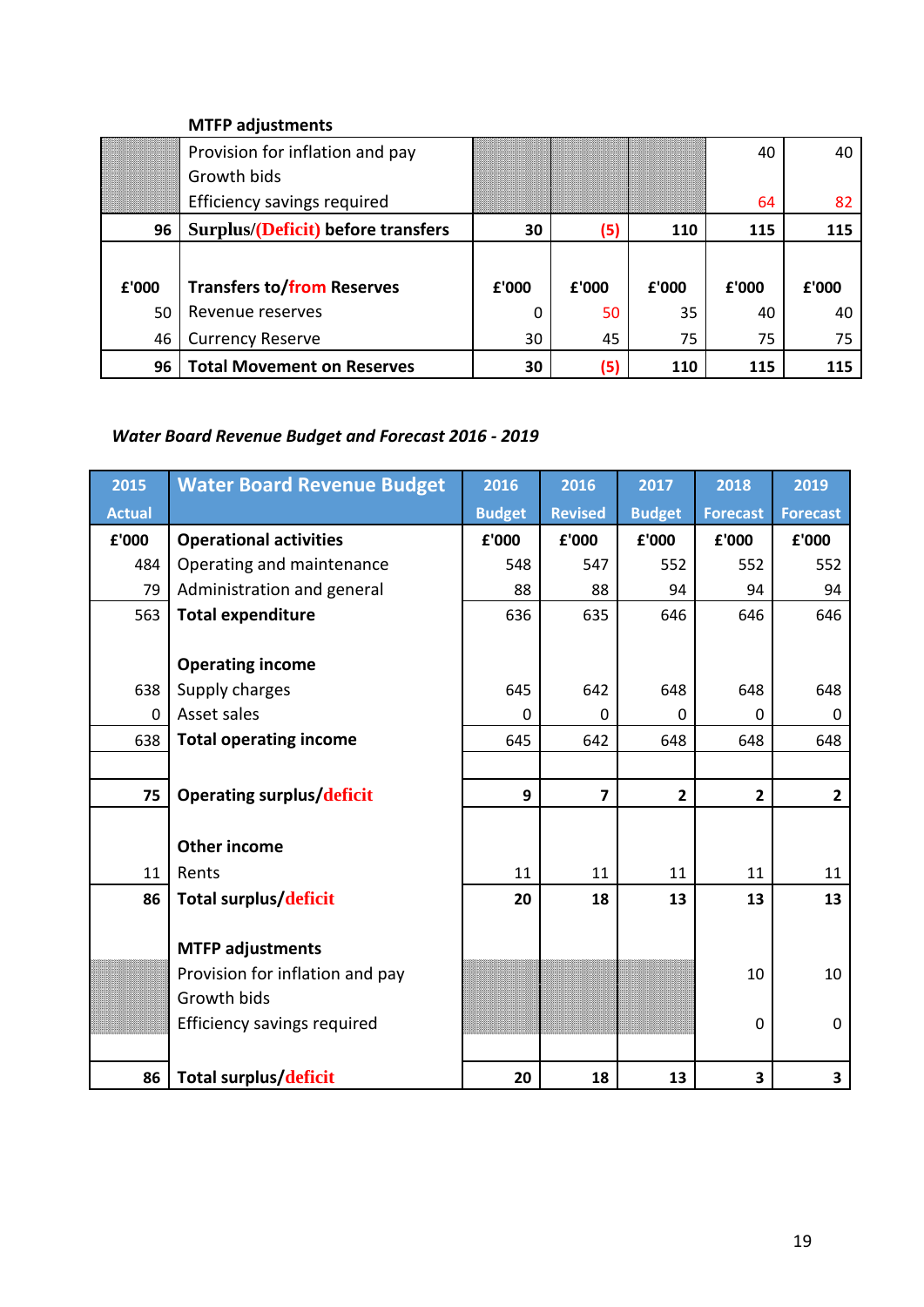| | MTFP adjustments | | | | | |
|---|---|---|---|---|---|---|
| | Provision for inflation and pay | | | | 40 | 40 |
| | Growth bids | | | | | |
| | Efficiency savings required | | | | 64 | 82 |
| 96 | **Surplus/(Deficit) before transfers** | **30** | **(5)** | **110** | **115** | **115** |
| | | | | | | |
| **£'000** | **Transfers to/from Reserves** | **£'000** | **£'000** | **£'000** | **£'000** | **£'000** |
| 50 | Revenue reserves | 0 | 50 | 35 | 40 | 40 |
| 46 | Currency Reserve | 30 | 45 | 75 | 75 | 75 |
| **96** | **Total Movement on Reserves** | **30** | **(5)** | **110** | **115** | **115** |

***Water Board Revenue Budget and Forecast 2016 - 2019***

| 2015 Actual | Water Board Revenue Budget | 2016 Budget | 2016 Revised | 2017 Budget | 2018 Forecast | 2019 Forecast |
|---|---|---|---|---|---|---|
| **£'000** | **Operational activities** | **£'000** | **£'000** | **£'000** | **£'000** | **£'000** |
| 484 | Operating and maintenance | 548 | 547 | 552 | 552 | 552 |
| 79 | Administration and general | 88 | 88 | 94 | 94 | 94 |
| 563 | **Total expenditure** | 636 | 635 | 646 | 646 | 646 |
| | | | | | | |
| | **Operating income** | | | | | |
| 638 | Supply charges | 645 | 642 | 648 | 648 | 648 |
| 0 | Asset sales | 0 | 0 | 0 | 0 | 0 |
| 638 | **Total operating income** | 645 | 642 | 648 | 648 | 648 |
| | | | | | | |
| **75** | **Operating surplus/deficit** | **9** | **7** | **2** | **2** | **2** |
| | | | | | | |
| | **Other income** | | | | | |
| 11 | Rents | 11 | 11 | 11 | 11 | 11 |
| **86** | **Total surplus/deficit** | **20** | **18** | **13** | **13** | **13** |
| | | | | | | |
| | **MTFP adjustments** | | | | | |
| | Provision for inflation and pay | | | | 10 | 10 |
| | Growth bids | | | | | |
| | Efficiency savings required | | | | 0 | 0 |
| | | | | | | |
| **86** | **Total surplus/deficit** | **20** | **18** | **13** | **3** | **3** |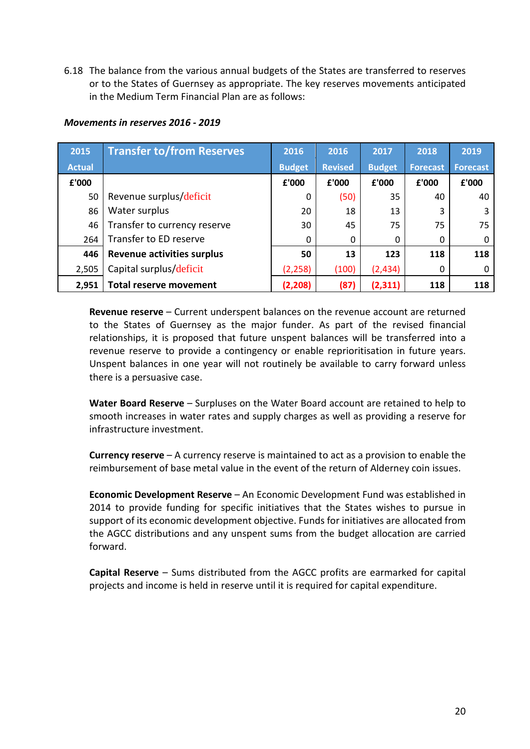6.18 The balance from the various annual budgets of the States are transferred to reserves or to the States of Guernsey as appropriate. The key reserves movements anticipated in the Medium Term Financial Plan are as follows:

***Movements in reserves 2016 - 2019***

| 2015 Actual | Transfer to/from Reserves | 2016 Budget | 2016 Revised | 2017 Budget | 2018 Forecast | 2019 Forecast |
|---|---|---|---|---|---|---|
| £'000 | | £'000 | £'000 | £'000 | £'000 | £'000 |
| 50 | Revenue surplus/deficit | 0 | (50) | 35 | 40 | 40 |
| 86 | Water surplus | 20 | 18 | 13 | 3 | 3 |
| 46 | Transfer to currency reserve | 30 | 45 | 75 | 75 | 75 |
| 264 | Transfer to ED reserve | 0 | 0 | 0 | 0 | 0 |
| **446** | **Revenue activities surplus** | **50** | **13** | **123** | **118** | **118** |
| 2,505 | Capital surplus/deficit | (2,258) | (100) | (2,434) | 0 | 0 |
| **2,951** | **Total reserve movement** | **(2,208)** | **(87)** | **(2,311)** | **118** | **118** |

**Revenue reserve** – Current underspent balances on the revenue account are returned to the States of Guernsey as the major funder. As part of the revised financial relationships, it is proposed that future unspent balances will be transferred into a revenue reserve to provide a contingency or enable reprioritisation in future years. Unspent balances in one year will not routinely be available to carry forward unless there is a persuasive case.

**Water Board Reserve** – Surpluses on the Water Board account are retained to help to smooth increases in water rates and supply charges as well as providing a reserve for infrastructure investment.

**Currency reserve** – A currency reserve is maintained to act as a provision to enable the reimbursement of base metal value in the event of the return of Alderney coin issues.

**Economic Development Reserve** – An Economic Development Fund was established in 2014 to provide funding for specific initiatives that the States wishes to pursue in support of its economic development objective. Funds for initiatives are allocated from the AGCC distributions and any unspent sums from the budget allocation are carried forward.

**Capital Reserve** – Sums distributed from the AGCC profits are earmarked for capital projects and income is held in reserve until it is required for capital expenditure.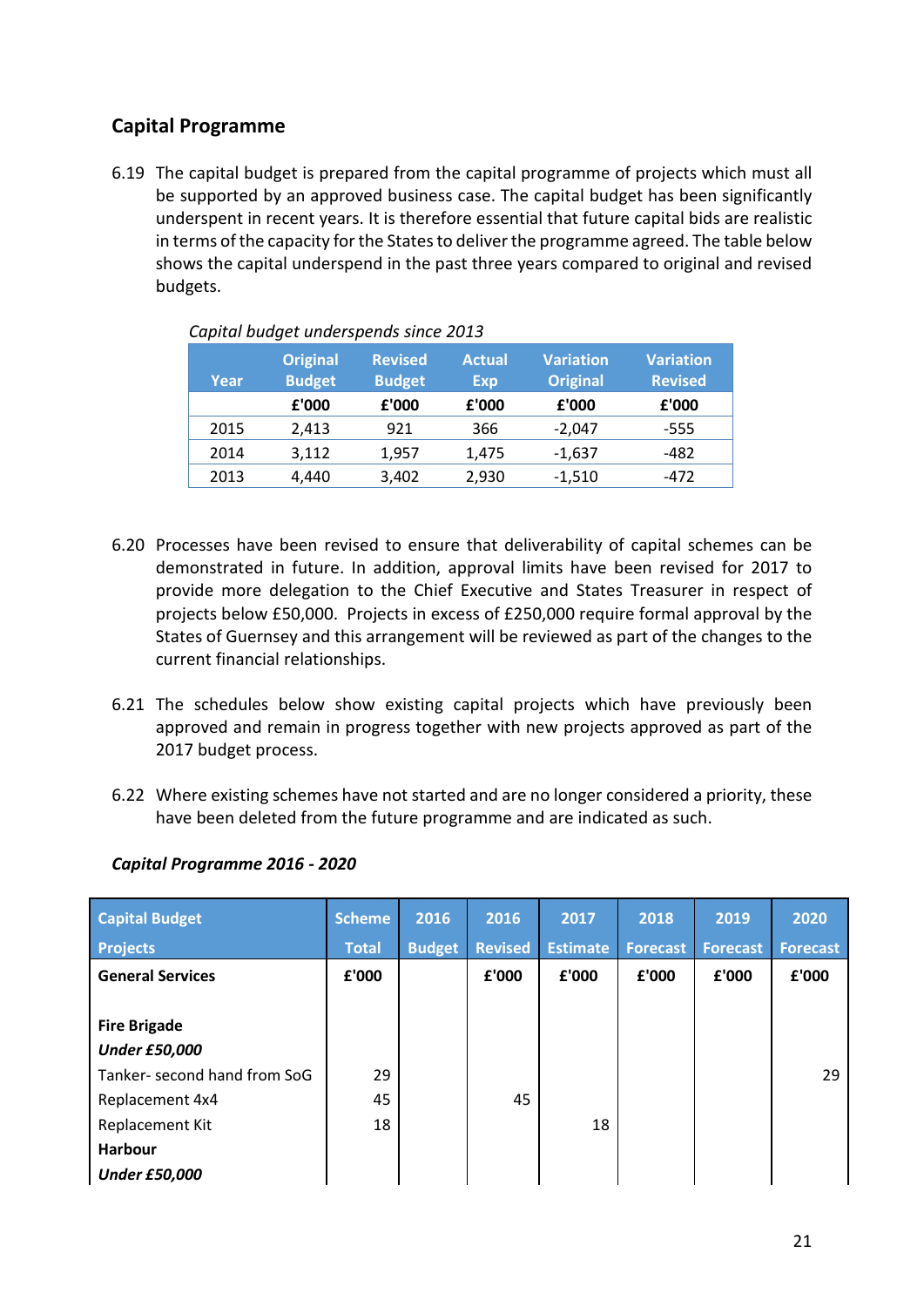## Capital Programme

6.19 The capital budget is prepared from the capital programme of projects which must all be supported by an approved business case. The capital budget has been significantly underspent in recent years. It is therefore essential that future capital bids are realistic in terms of the capacity for the States to deliver the programme agreed. The table below shows the capital underspend in the past three years compared to original and revised budgets.

*Capital budget underspends since 2013*

| Year | Original Budget | Revised Budget | Actual Exp | Variation Original | Variation Revised |
|---|---|---|---|---|---|
| | **£'000** | **£'000** | **£'000** | **£'000** | **£'000** |
| 2015 | 2,413 | 921 | 366 | -2,047 | -555 |
| 2014 | 3,112 | 1,957 | 1,475 | -1,637 | -482 |
| 2013 | 4,440 | 3,402 | 2,930 | -1,510 | -472 |

6.20 Processes have been revised to ensure that deliverability of capital schemes can be demonstrated in future. In addition, approval limits have been revised for 2017 to provide more delegation to the Chief Executive and States Treasurer in respect of projects below £50,000. Projects in excess of £250,000 require formal approval by the States of Guernsey and this arrangement will be reviewed as part of the changes to the current financial relationships.

6.21 The schedules below show existing capital projects which have previously been approved and remain in progress together with new projects approved as part of the 2017 budget process.

6.22 Where existing schemes have not started and are no longer considered a priority, these have been deleted from the future programme and are indicated as such.

***Capital Programme 2016 - 2020***

| Capital Budget Projects | Scheme Total | 2016 Budget | 2016 Revised | 2017 Estimate | 2018 Forecast | 2019 Forecast | 2020 Forecast |
|---|---|---|---|---|---|---|---|
| **General Services** | **£'000** | | **£'000** | **£'000** | **£'000** | **£'000** | **£'000** |
| **Fire Brigade** | | | | | | | |
| ***Under £50,000*** | | | | | | | |
| Tanker- second hand from SoG | 29 | | | | | | 29 |
| Replacement 4x4 | 45 | | 45 | | | | |
| Replacement Kit | 18 | | | 18 | | | |
| **Harbour** | | | | | | | |
| ***Under £50,000*** | | | | | | | |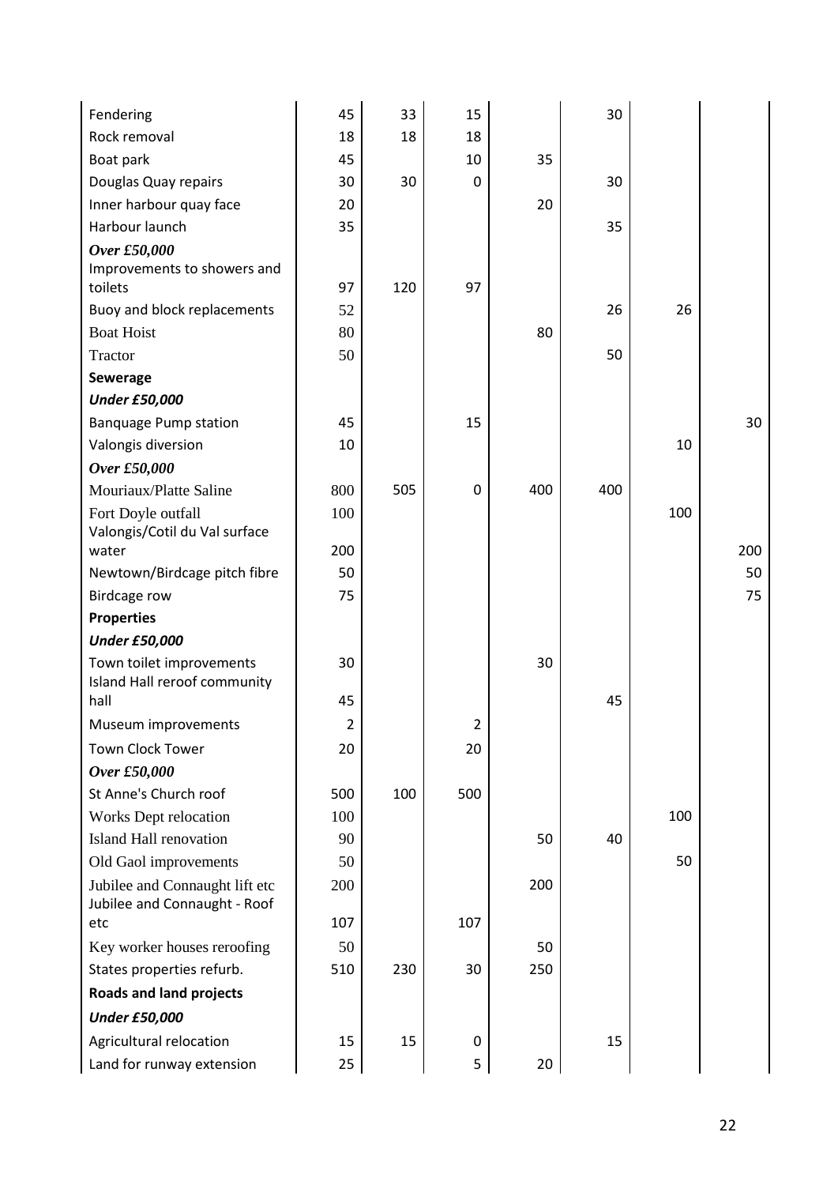| | | | | | | | |
|---|---|---|---|---|---|---|---|
| Fendering | 45 | 33 | 15 | | 30 | | |
| Rock removal | 18 | 18 | 18 | | | | |
| Boat park | 45 | | 10 | 35 | | | |
| Douglas Quay repairs | 30 | 30 | 0 | | 30 | | |
| Inner harbour quay face | 20 | | | 20 | | | |
| Harbour launch | 35 | | | | 35 | | |
| ***Over £50,000*** | | | | | | | |
| Improvements to showers and toilets | 97 | 120 | 97 | | | | |
| Buoy and block replacements | 52 | | | | 26 | 26 | |
| Boat Hoist | 80 | | | 80 | | | |
| Tractor | 50 | | | | 50 | | |
| **Sewerage** | | | | | | | |
| ***Under £50,000*** | | | | | | | |
| Banquage Pump station | 45 | | 15 | | | | 30 |
| Valongis diversion | 10 | | | | | 10 | |
| ***Over £50,000*** | | | | | | | |
| Mouriaux/Platte Saline | 800 | 505 | 0 | 400 | 400 | | |
| Fort Doyle outfall | 100 | | | | | 100 | |
| Valongis/Cotil du Val surface water | 200 | | | | | | 200 |
| Newtown/Birdcage pitch fibre | 50 | | | | | | 50 |
| Birdcage row | 75 | | | | | | 75 |
| **Properties** | | | | | | | |
| ***Under £50,000*** | | | | | | | |
| Town toilet improvements | 30 | | | 30 | | | |
| Island Hall reroof community hall | 45 | | | | 45 | | |
| Museum improvements | 2 | | 2 | | | | |
| Town Clock Tower | 20 | | 20 | | | | |
| ***Over £50,000*** | | | | | | | |
| St Anne's Church roof | 500 | 100 | 500 | | | | |
| Works Dept relocation | 100 | | | | | 100 | |
| Island Hall renovation | 90 | | | 50 | 40 | | |
| Old Gaol improvements | 50 | | | | | 50 | |
| Jubilee and Connaught lift etc | 200 | | | 200 | | | |
| Jubilee and Connaught - Roof etc | 107 | | 107 | | | | |
| Key worker houses reroofing | 50 | | | 50 | | | |
| States properties refurb. | 510 | 230 | 30 | 250 | | | |
| **Roads and land projects** | | | | | | | |
| ***Under £50,000*** | | | | | | | |
| Agricultural relocation | 15 | 15 | 0 | | 15 | | |
| Land for runway extension | 25 | | 5 | 20 | | | |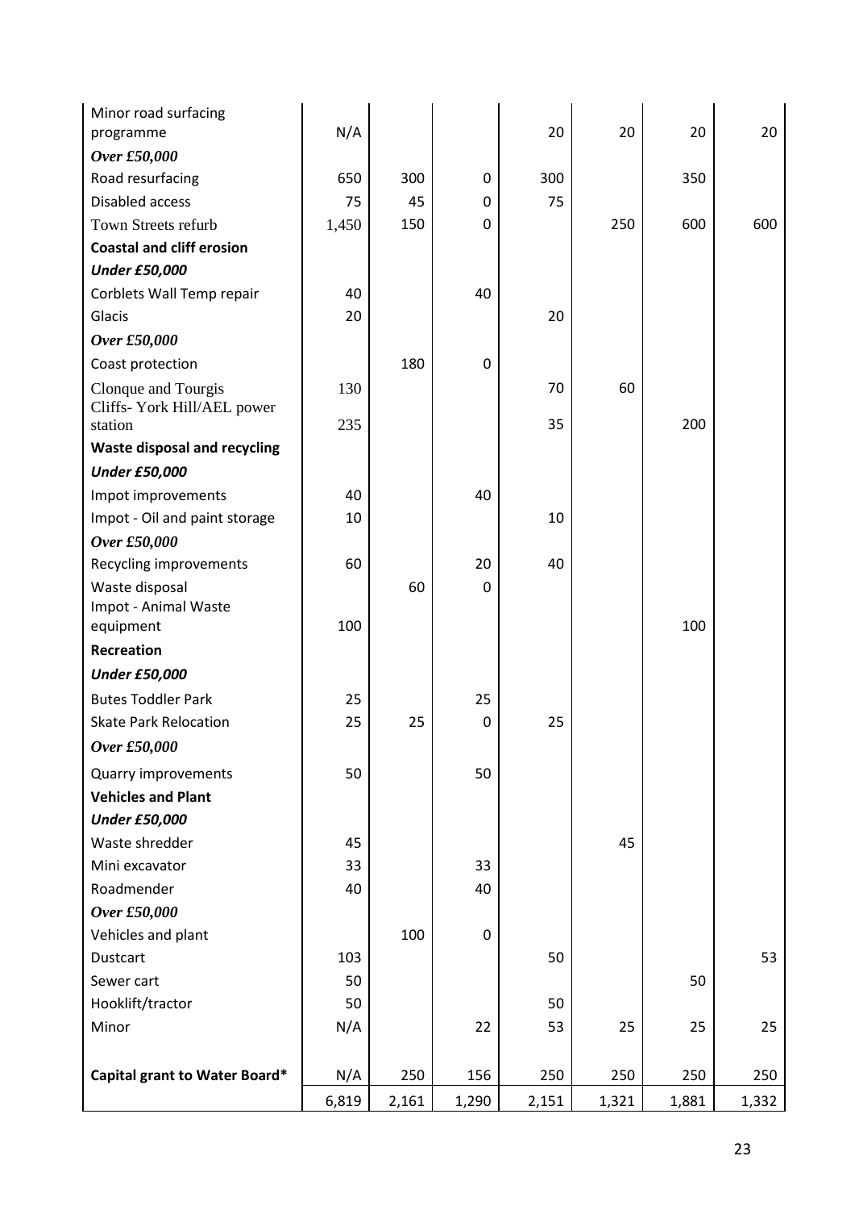| | | | | | | | |
|---|---|---|---|---|---|---|---|
| Minor road surfacing programme | N/A | | | 20 | 20 | 20 | 20 |
| ***Over £50,000*** | | | | | | | |
| Road resurfacing | 650 | 300 | 0 | 300 | | 350 | |
| Disabled access | 75 | 45 | 0 | 75 | | | |
| Town Streets refurb | 1,450 | 150 | 0 | | 250 | 600 | 600 |
| **Coastal and cliff erosion** | | | | | | | |
| ***Under £50,000*** | | | | | | | |
| Corblets Wall Temp repair | 40 | | 40 | | | | |
| Glacis | 20 | | | 20 | | | |
| ***Over £50,000*** | | | | | | | |
| Coast protection | | 180 | 0 | | | | |
| Clonque and Tourgis | 130 | | | 70 | 60 | | |
| Cliffs- York Hill/AEL power station | 235 | | | 35 | | 200 | |
| **Waste disposal and recycling** | | | | | | | |
| ***Under £50,000*** | | | | | | | |
| Impot improvements | 40 | | 40 | | | | |
| Impot - Oil and paint storage | 10 | | | 10 | | | |
| ***Over £50,000*** | | | | | | | |
| Recycling improvements | 60 | | 20 | 40 | | | |
| Waste disposal | | 60 | 0 | | | | |
| Impot - Animal Waste equipment | 100 | | | | | 100 | |
| **Recreation** | | | | | | | |
| ***Under £50,000*** | | | | | | | |
| Butes Toddler Park | 25 | | 25 | | | | |
| Skate Park Relocation | 25 | 25 | 0 | 25 | | | |
| ***Over £50,000*** | | | | | | | |
| Quarry improvements | 50 | | 50 | | | | |
| **Vehicles and Plant** | | | | | | | |
| ***Under £50,000*** | | | | | | | |
| Waste shredder | 45 | | | | 45 | | |
| Mini excavator | 33 | | 33 | | | | |
| Roadmender | 40 | | 40 | | | | |
| ***Over £50,000*** | | | | | | | |
| Vehicles and plant | | 100 | 0 | | | | |
| Dustcart | 103 | | | 50 | | | 53 |
| Sewer cart | 50 | | | | | 50 | |
| Hooklift/tractor | 50 | | | 50 | | | |
| Minor | N/A | | 22 | 53 | 25 | 25 | 25 |
| **Capital grant to Water Board*** | N/A | 250 | 156 | 250 | 250 | 250 | 250 |
| | 6,819 | 2,161 | 1,290 | 2,151 | 1,321 | 1,881 | 1,332 |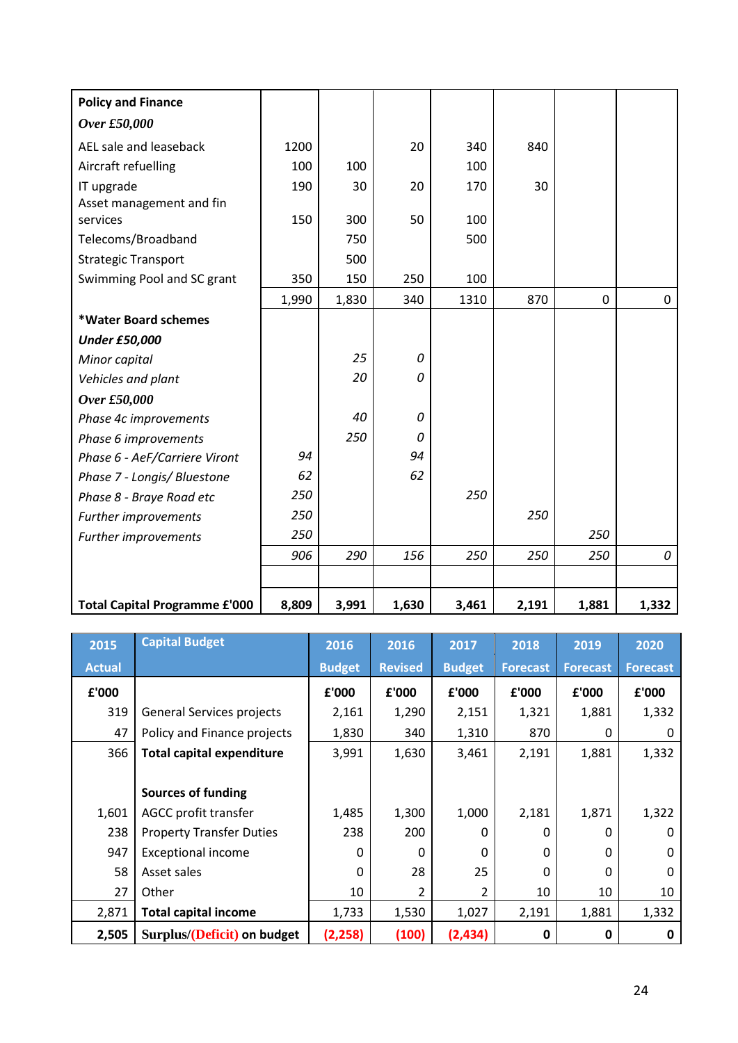| Policy and Finance | | | | | | | |
|---|---|---|---|---|---|---|---|
| ***Over £50,000*** | | | | | | | |
| AEL sale and leaseback | 1200 | | 20 | 340 | 840 | | |
| Aircraft refuelling | 100 | 100 | | 100 | | | |
| IT upgrade | 190 | 30 | 20 | 170 | 30 | | |
| Asset management and fin services | 150 | 300 | 50 | 100 | | | |
| Telecoms/Broadband | | 750 | | 500 | | | |
| Strategic Transport | | 500 | | | | | |
| Swimming Pool and SC grant | 350 | 150 | 250 | 100 | | | |
| | 1,990 | 1,830 | 340 | 1310 | 870 | 0 | 0 |
| ***Water Board schemes** | | | | | | | |
| ***Under £50,000*** | | | | | | | |
| *Minor capital* | | *25* | *0* | | | | |
| *Vehicles and plant* | | *20* | *0* | | | | |
| ***Over £50,000*** | | | | | | | |
| *Phase 4c improvements* | | *40* | *0* | | | | |
| *Phase 6 improvements* | | *250* | *0* | | | | |
| *Phase 6 - AeF/Carriere Viront* | *94* | | *94* | | | | |
| *Phase 7 - Longis/ Bluestone* | *62* | | *62* | | | | |
| *Phase 8 - Braye Road etc* | *250* | | | *250* | | | |
| *Further improvements* | *250* | | | | *250* | | |
| *Further improvements* | *250* | | | | | *250* | |
| | *906* | *290* | *156* | *250* | *250* | *250* | *0* |
| | | | | | | | |
| **Total Capital Programme £'000** | **8,809** | **3,991** | **1,630** | **3,461** | **2,191** | **1,881** | **1,332** |

| 2015 Actual | Capital Budget | 2016 Budget | 2016 Revised | 2017 Budget | 2018 Forecast | 2019 Forecast | 2020 Forecast |
|---|---|---|---|---|---|---|---|
| **£'000** | | **£'000** | **£'000** | **£'000** | **£'000** | **£'000** | **£'000** |
| 319 | General Services projects | 2,161 | 1,290 | 2,151 | 1,321 | 1,881 | 1,332 |
| 47 | Policy and Finance projects | 1,830 | 340 | 1,310 | 870 | 0 | 0 |
| 366 | **Total capital expenditure** | 3,991 | 1,630 | 3,461 | 2,191 | 1,881 | 1,332 |
| | | | | | | | |
| | **Sources of funding** | | | | | | |
| 1,601 | AGCC profit transfer | 1,485 | 1,300 | 1,000 | 2,181 | 1,871 | 1,322 |
| 238 | Property Transfer Duties | 238 | 200 | 0 | 0 | 0 | 0 |
| 947 | Exceptional income | 0 | 0 | 0 | 0 | 0 | 0 |
| 58 | Asset sales | 0 | 28 | 25 | 0 | 0 | 0 |
| 27 | Other | 10 | 2 | 2 | 10 | 10 | 10 |
| 2,871 | **Total capital income** | 1,733 | 1,530 | 1,027 | 2,191 | 1,881 | 1,332 |
| **2,505** | **Surplus/(Deficit) on budget** | **(2,258)** | **(100)** | **(2,434)** | **0** | **0** | **0** |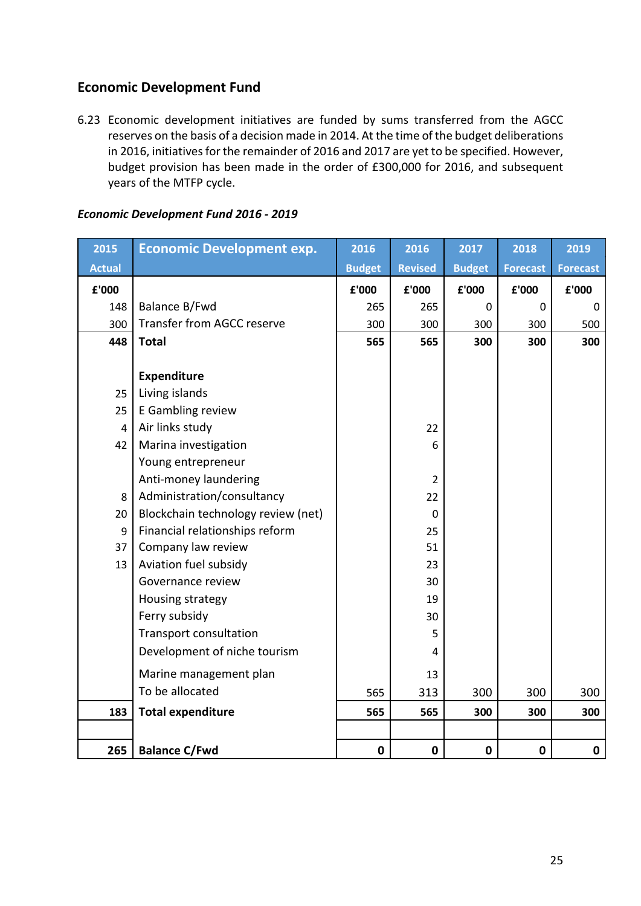## Economic Development Fund

6.23 Economic development initiatives are funded by sums transferred from the AGCC reserves on the basis of a decision made in 2014. At the time of the budget deliberations in 2016, initiatives for the remainder of 2016 and 2017 are yet to be specified. However, budget provision has been made in the order of £300,000 for 2016, and subsequent years of the MTFP cycle.

***Economic Development Fund 2016 - 2019***

| 2015 Actual | Economic Development exp. | 2016 Budget | 2016 Revised | 2017 Budget | 2018 Forecast | 2019 Forecast |
|---|---|---|---|---|---|---|
| **£'000** | | **£'000** | **£'000** | **£'000** | **£'000** | **£'000** |
| 148 | Balance B/Fwd | 265 | 265 | 0 | 0 | 0 |
| 300 | Transfer from AGCC reserve | 300 | 300 | 300 | 300 | 500 |
| **448** | **Total** | **565** | **565** | **300** | **300** | **300** |
| | | | | | | |
| | **Expenditure** | | | | | |
| 25 | Living islands | | | | | |
| 25 | E Gambling review | | | | | |
| 4 | Air links study | | 22 | | | |
| 42 | Marina investigation | | 6 | | | |
| | Young entrepreneur | | | | | |
| | Anti-money laundering | | 2 | | | |
| 8 | Administration/consultancy | | 22 | | | |
| 20 | Blockchain technology review (net) | | 0 | | | |
| 9 | Financial relationships reform | | 25 | | | |
| 37 | Company law review | | 51 | | | |
| 13 | Aviation fuel subsidy | | 23 | | | |
| | Governance review | | 30 | | | |
| | Housing strategy | | 19 | | | |
| | Ferry subsidy | | 30 | | | |
| | Transport consultation | | 5 | | | |
| | Development of niche tourism | | 4 | | | |
| | Marine management plan | | 13 | | | |
| | To be allocated | 565 | 313 | 300 | 300 | 300 |
| **183** | **Total expenditure** | **565** | **565** | **300** | **300** | **300** |
| | | | | | | |
| **265** | **Balance C/Fwd** | **0** | **0** | **0** | **0** | **0** |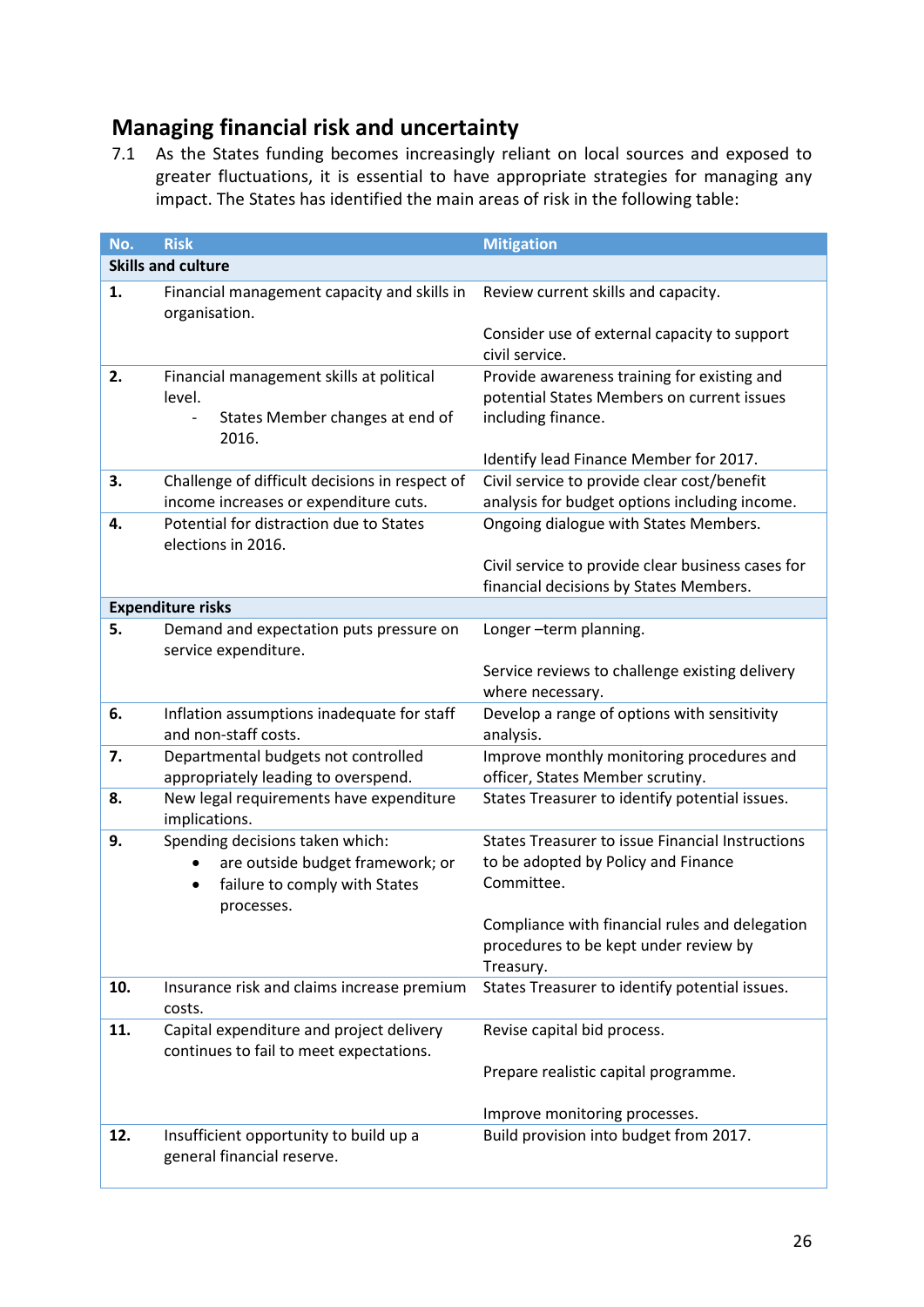## Managing financial risk and uncertainty

7.1 As the States funding becomes increasingly reliant on local sources and exposed to greater fluctuations, it is essential to have appropriate strategies for managing any impact. The States has identified the main areas of risk in the following table:

| No. | Risk | Mitigation |
|---|---|---|
| **Skills and culture** | | |
| **1.** | Financial management capacity and skills in organisation. | Review current skills and capacity.<br><br>Consider use of external capacity to support civil service. |
| **2.** | Financial management skills at political level.<br>- States Member changes at end of 2016. | Provide awareness training for existing and potential States Members on current issues including finance.<br><br>Identify lead Finance Member for 2017. |
| **3.** | Challenge of difficult decisions in respect of income increases or expenditure cuts. | Civil service to provide clear cost/benefit analysis for budget options including income. |
| **4.** | Potential for distraction due to States elections in 2016. | Ongoing dialogue with States Members.<br><br>Civil service to provide clear business cases for financial decisions by States Members. |
| **Expenditure risks** | | |
| **5.** | Demand and expectation puts pressure on service expenditure. | Longer –term planning.<br><br>Service reviews to challenge existing delivery where necessary. |
| **6.** | Inflation assumptions inadequate for staff and non-staff costs. | Develop a range of options with sensitivity analysis. |
| **7.** | Departmental budgets not controlled appropriately leading to overspend. | Improve monthly monitoring procedures and officer, States Member scrutiny. |
| **8.** | New legal requirements have expenditure implications. | States Treasurer to identify potential issues. |
| **9.** | Spending decisions taken which:<br>• are outside budget framework; or<br>• failure to comply with States processes. | States Treasurer to issue Financial Instructions to be adopted by Policy and Finance Committee.<br><br>Compliance with financial rules and delegation procedures to be kept under review by Treasury. |
| **10.** | Insurance risk and claims increase premium costs. | States Treasurer to identify potential issues. |
| **11.** | Capital expenditure and project delivery continues to fail to meet expectations. | Revise capital bid process.<br><br>Prepare realistic capital programme.<br><br>Improve monitoring processes. |
| **12.** | Insufficient opportunity to build up a general financial reserve. | Build provision into budget from 2017. |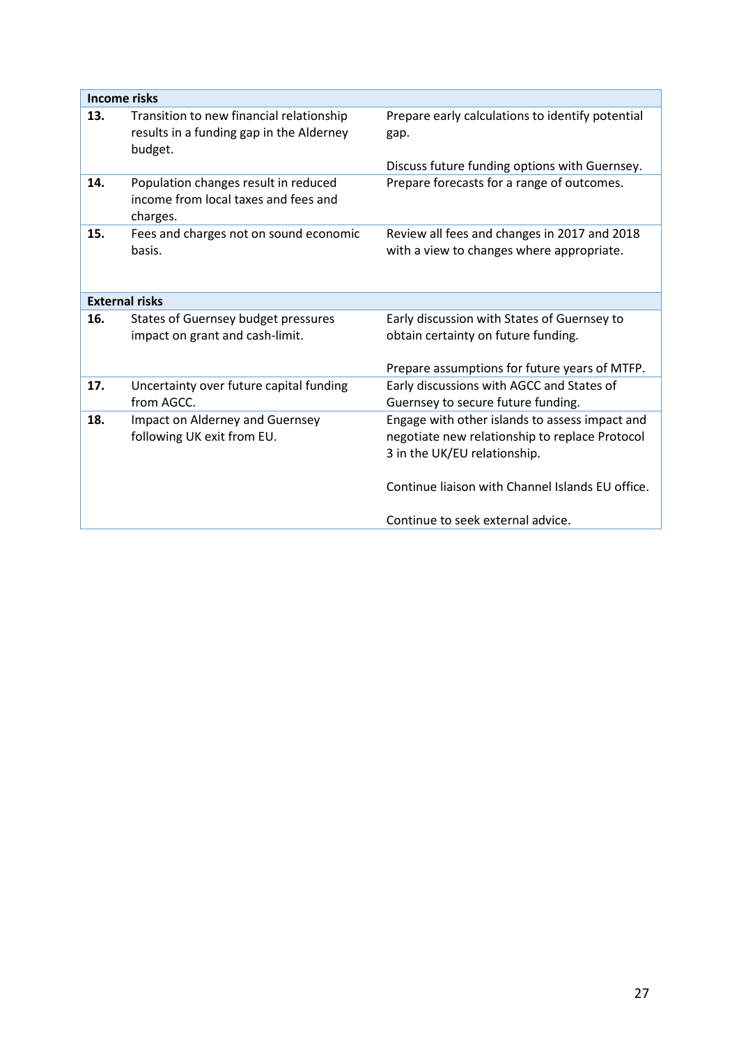| | | |
|---|---|---|
| **Income risks** | | |
| **13.** | Transition to new financial relationship results in a funding gap in the Alderney budget. | Prepare early calculations to identify potential gap.<br><br>Discuss future funding options with Guernsey. |
| **14.** | Population changes result in reduced income from local taxes and fees and charges. | Prepare forecasts for a range of outcomes. |
| **15.** | Fees and charges not on sound economic basis. | Review all fees and changes in 2017 and 2018 with a view to changes where appropriate. |
| **External risks** | | |
| **16.** | States of Guernsey budget pressures impact on grant and cash-limit. | Early discussion with States of Guernsey to obtain certainty on future funding.<br><br>Prepare assumptions for future years of MTFP. |
| **17.** | Uncertainty over future capital funding from AGCC. | Early discussions with AGCC and States of Guernsey to secure future funding. |
| **18.** | Impact on Alderney and Guernsey following UK exit from EU. | Engage with other islands to assess impact and negotiate new relationship to replace Protocol 3 in the UK/EU relationship.<br><br>Continue liaison with Channel Islands EU office.<br><br>Continue to seek external advice. |